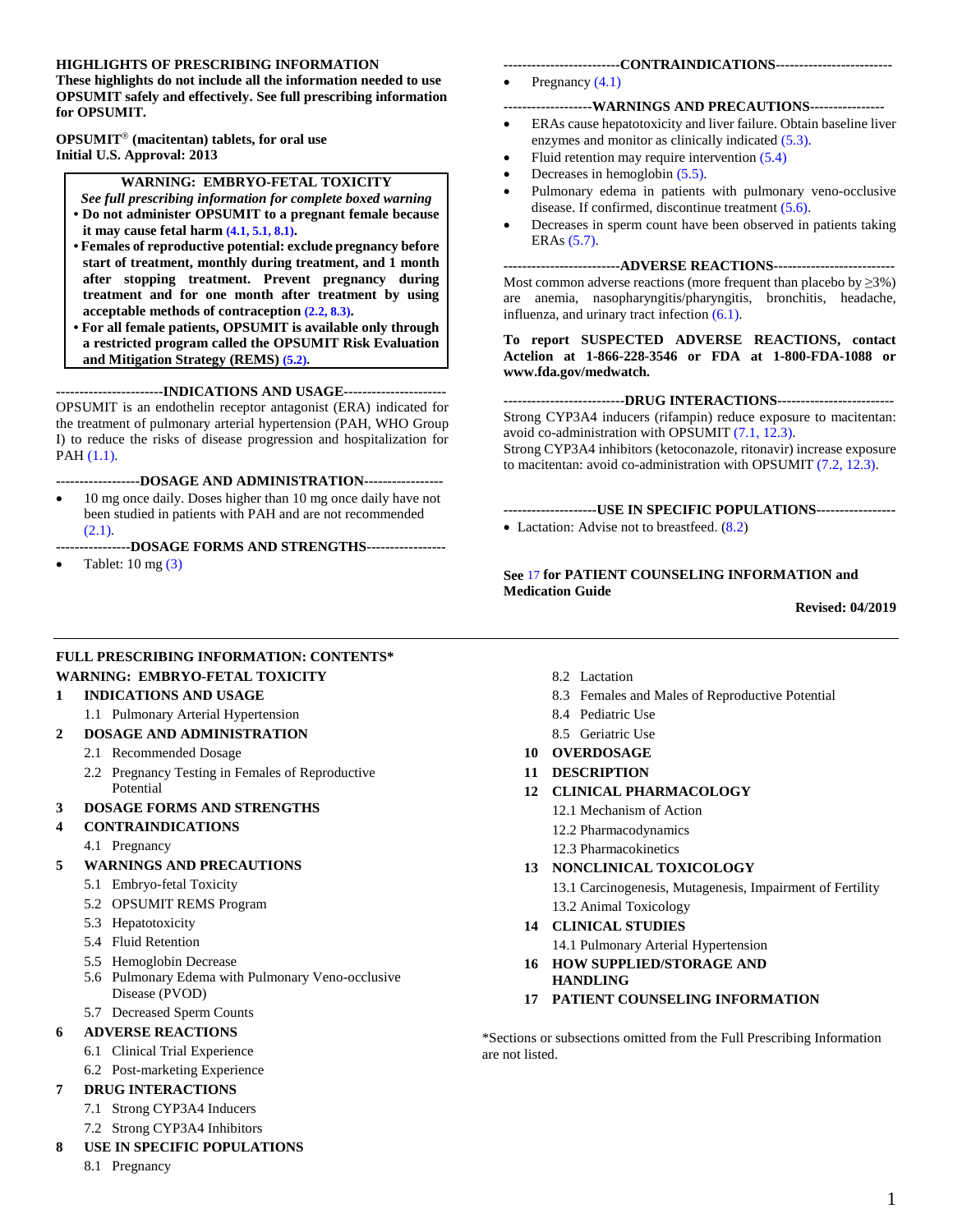**HIGHLIGHTS OF PRESCRIBING INFORMATION**
**These highlights do not include all the information needed to use OPSUMIT safely and effectively. See full prescribing information for OPSUMIT.**

**OPSUMIT® (macitentan) tablets, for oral use**
**Initial U.S. Approval: 2013**

> **WARNING: EMBRYO-FETAL TOXICITY**
> ***See full prescribing information for complete boxed warning***
> - **Do not administer OPSUMIT to a pregnant female because it may cause fetal harm (4.1, 5.1, 8.1).**
> - **Females of reproductive potential: exclude pregnancy before start of treatment, monthly during treatment, and 1 month after stopping treatment. Prevent pregnancy during treatment and for one month after treatment by using acceptable methods of contraception (2.2, 8.3).**
> - **For all female patients, OPSUMIT is available only through a restricted program called the OPSUMIT Risk Evaluation and Mitigation Strategy (REMS) (5.2).**

**----------------------INDICATIONS AND USAGE----------------------**

OPSUMIT is an endothelin receptor antagonist (ERA) indicated for the treatment of pulmonary arterial hypertension (PAH, WHO Group I) to reduce the risks of disease progression and hospitalization for PAH (1.1).

**------------------DOSAGE AND ADMINISTRATION----------------**

- 10 mg once daily. Doses higher than 10 mg once daily have not been studied in patients with PAH and are not recommended (2.1).

**---------------DOSAGE FORMS AND STRENGTHS----------------**

- Tablet: 10 mg (3)

**------------------------CONTRAINDICATIONS------------------------**

- Pregnancy (4.1)

**-------------------WARNINGS AND PRECAUTIONS----------------**

- ERAs cause hepatotoxicity and liver failure. Obtain baseline liver enzymes and monitor as clinically indicated (5.3).
- Fluid retention may require intervention (5.4)
- Decreases in hemoglobin (5.5).
- Pulmonary edema in patients with pulmonary veno-occlusive disease. If confirmed, discontinue treatment (5.6).
- Decreases in sperm count have been observed in patients taking ERAs (5.7).

**------------------------ADVERSE REACTIONS-------------------------**

Most common adverse reactions (more frequent than placebo by ≥3%) are anemia, nasopharyngitis/pharyngitis, bronchitis, headache, influenza, and urinary tract infection (6.1).

**To report SUSPECTED ADVERSE REACTIONS, contact Actelion at 1-866-228-3546 or FDA at 1-800-FDA-1088 or www.fda.gov/medwatch.**

**-------------------------DRUG INTERACTIONS------------------------**

Strong CYP3A4 inducers (rifampin) reduce exposure to macitentan: avoid co-administration with OPSUMIT (7.1, 12.3).
Strong CYP3A4 inhibitors (ketoconazole, ritonavir) increase exposure to macitentan: avoid co-administration with OPSUMIT (7.2, 12.3).

**-------------------USE IN SPECIFIC POPULATIONS----------------**

- Lactation: Advise not to breastfeed. (8.2)

**See 17 for PATIENT COUNSELING INFORMATION and Medication Guide**

**Revised: 04/2019**

---

**FULL PRESCRIBING INFORMATION: CONTENTS***

**WARNING: EMBRYO-FETAL TOXICITY**

**1 INDICATIONS AND USAGE**
- 1.1 Pulmonary Arterial Hypertension

**2 DOSAGE AND ADMINISTRATION**
- 2.1 Recommended Dosage
- 2.2 Pregnancy Testing in Females of Reproductive Potential

**3 DOSAGE FORMS AND STRENGTHS**

**4 CONTRAINDICATIONS**
- 4.1 Pregnancy

**5 WARNINGS AND PRECAUTIONS**
- 5.1 Embryo-fetal Toxicity
- 5.2 OPSUMIT REMS Program
- 5.3 Hepatotoxicity
- 5.4 Fluid Retention
- 5.5 Hemoglobin Decrease
- 5.6 Pulmonary Edema with Pulmonary Veno-occlusive Disease (PVOD)
- 5.7 Decreased Sperm Counts

**6 ADVERSE REACTIONS**
- 6.1 Clinical Trial Experience
- 6.2 Post-marketing Experience

**7 DRUG INTERACTIONS**
- 7.1 Strong CYP3A4 Inducers
- 7.2 Strong CYP3A4 Inhibitors

**8 USE IN SPECIFIC POPULATIONS**
- 8.1 Pregnancy
- 8.2 Lactation
- 8.3 Females and Males of Reproductive Potential
- 8.4 Pediatric Use
- 8.5 Geriatric Use

**10 OVERDOSAGE**

**11 DESCRIPTION**

**12 CLINICAL PHARMACOLOGY**
- 12.1 Mechanism of Action
- 12.2 Pharmacodynamics
- 12.3 Pharmacokinetics

**13 NONCLINICAL TOXICOLOGY**
- 13.1 Carcinogenesis, Mutagenesis, Impairment of Fertility
- 13.2 Animal Toxicology

**14 CLINICAL STUDIES**
- 14.1 Pulmonary Arterial Hypertension

**16 HOW SUPPLIED/STORAGE AND HANDLING**

**17 PATIENT COUNSELING INFORMATION**

*Sections or subsections omitted from the Full Prescribing Information are not listed.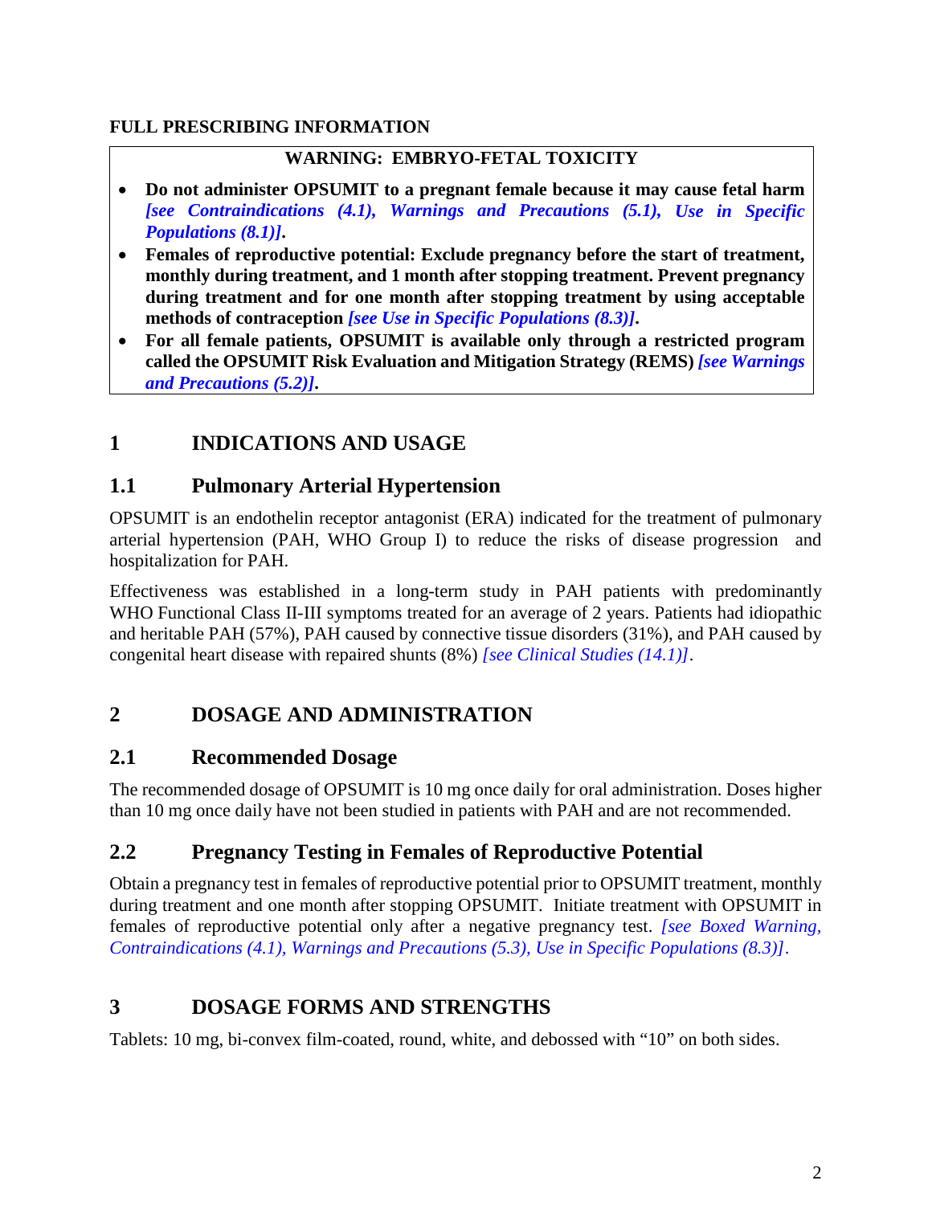**FULL PRESCRIBING INFORMATION**

**WARNING: EMBRYO-FETAL TOXICITY**

- **Do not administer OPSUMIT to a pregnant female because it may cause fetal harm *[see Contraindications (4.1), Warnings and Precautions (5.1), Use in Specific Populations (8.1)]*.**
- **Females of reproductive potential: Exclude pregnancy before the start of treatment, monthly during treatment, and 1 month after stopping treatment. Prevent pregnancy during treatment and for one month after stopping treatment by using acceptable methods of contraception *[see Use in Specific Populations (8.3)]*.**
- **For all female patients, OPSUMIT is available only through a restricted program called the OPSUMIT Risk Evaluation and Mitigation Strategy (REMS) *[see Warnings and Precautions (5.2)]*.**

# 1 INDICATIONS AND USAGE

## 1.1 Pulmonary Arterial Hypertension

OPSUMIT is an endothelin receptor antagonist (ERA) indicated for the treatment of pulmonary arterial hypertension (PAH, WHO Group I) to reduce the risks of disease progression and hospitalization for PAH.

Effectiveness was established in a long-term study in PAH patients with predominantly WHO Functional Class II-III symptoms treated for an average of 2 years. Patients had idiopathic and heritable PAH (57%), PAH caused by connective tissue disorders (31%), and PAH caused by congenital heart disease with repaired shunts (8%) *[see Clinical Studies (14.1)]*.

# 2 DOSAGE AND ADMINISTRATION

## 2.1 Recommended Dosage

The recommended dosage of OPSUMIT is 10 mg once daily for oral administration. Doses higher than 10 mg once daily have not been studied in patients with PAH and are not recommended.

## 2.2 Pregnancy Testing in Females of Reproductive Potential

Obtain a pregnancy test in females of reproductive potential prior to OPSUMIT treatment, monthly during treatment and one month after stopping OPSUMIT. Initiate treatment with OPSUMIT in females of reproductive potential only after a negative pregnancy test. *[see Boxed Warning, Contraindications (4.1), Warnings and Precautions (5.3), Use in Specific Populations (8.3)]*.

# 3 DOSAGE FORMS AND STRENGTHS

Tablets: 10 mg, bi-convex film-coated, round, white, and debossed with "10" on both sides.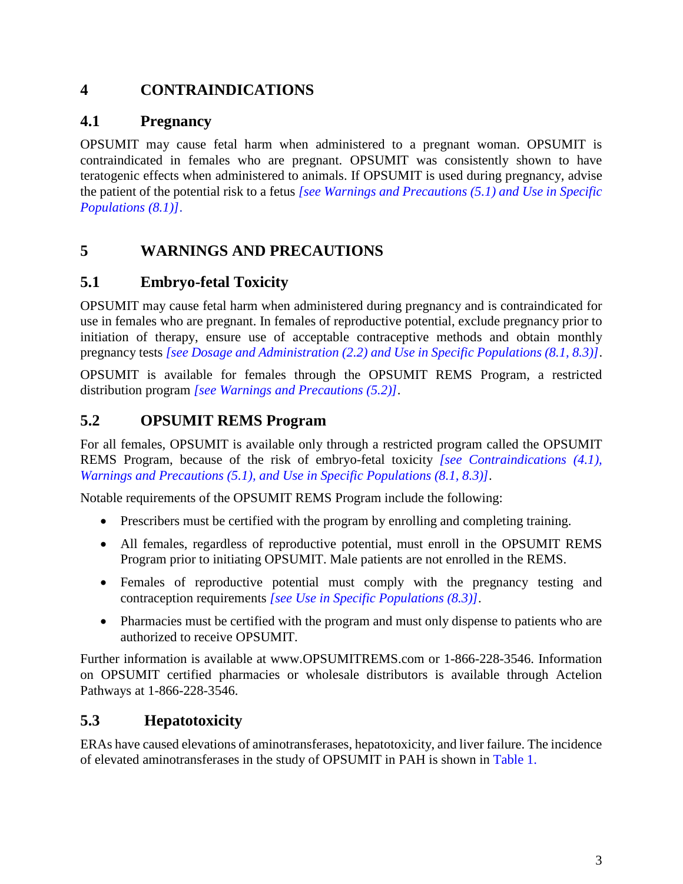# 4 CONTRAINDICATIONS

## 4.1 Pregnancy

OPSUMIT may cause fetal harm when administered to a pregnant woman. OPSUMIT is contraindicated in females who are pregnant. OPSUMIT was consistently shown to have teratogenic effects when administered to animals. If OPSUMIT is used during pregnancy, advise the patient of the potential risk to a fetus *[see Warnings and Precautions (5.1) and Use in Specific Populations (8.1)]*.

# 5 WARNINGS AND PRECAUTIONS

## 5.1 Embryo-fetal Toxicity

OPSUMIT may cause fetal harm when administered during pregnancy and is contraindicated for use in females who are pregnant. In females of reproductive potential, exclude pregnancy prior to initiation of therapy, ensure use of acceptable contraceptive methods and obtain monthly pregnancy tests *[see Dosage and Administration (2.2) and Use in Specific Populations (8.1, 8.3)]*.

OPSUMIT is available for females through the OPSUMIT REMS Program, a restricted distribution program *[see Warnings and Precautions (5.2)]*.

## 5.2 OPSUMIT REMS Program

For all females, OPSUMIT is available only through a restricted program called the OPSUMIT REMS Program, because of the risk of embryo-fetal toxicity *[see Contraindications (4.1), Warnings and Precautions (5.1), and Use in Specific Populations (8.1, 8.3)]*.

Notable requirements of the OPSUMIT REMS Program include the following:

- Prescribers must be certified with the program by enrolling and completing training.
- All females, regardless of reproductive potential, must enroll in the OPSUMIT REMS Program prior to initiating OPSUMIT. Male patients are not enrolled in the REMS.
- Females of reproductive potential must comply with the pregnancy testing and contraception requirements *[see Use in Specific Populations (8.3)]*.
- Pharmacies must be certified with the program and must only dispense to patients who are authorized to receive OPSUMIT.

Further information is available at www.OPSUMITREMS.com or 1-866-228-3546. Information on OPSUMIT certified pharmacies or wholesale distributors is available through Actelion Pathways at 1-866-228-3546.

## 5.3 Hepatotoxicity

ERAs have caused elevations of aminotransferases, hepatotoxicity, and liver failure. The incidence of elevated aminotransferases in the study of OPSUMIT in PAH is shown in Table 1.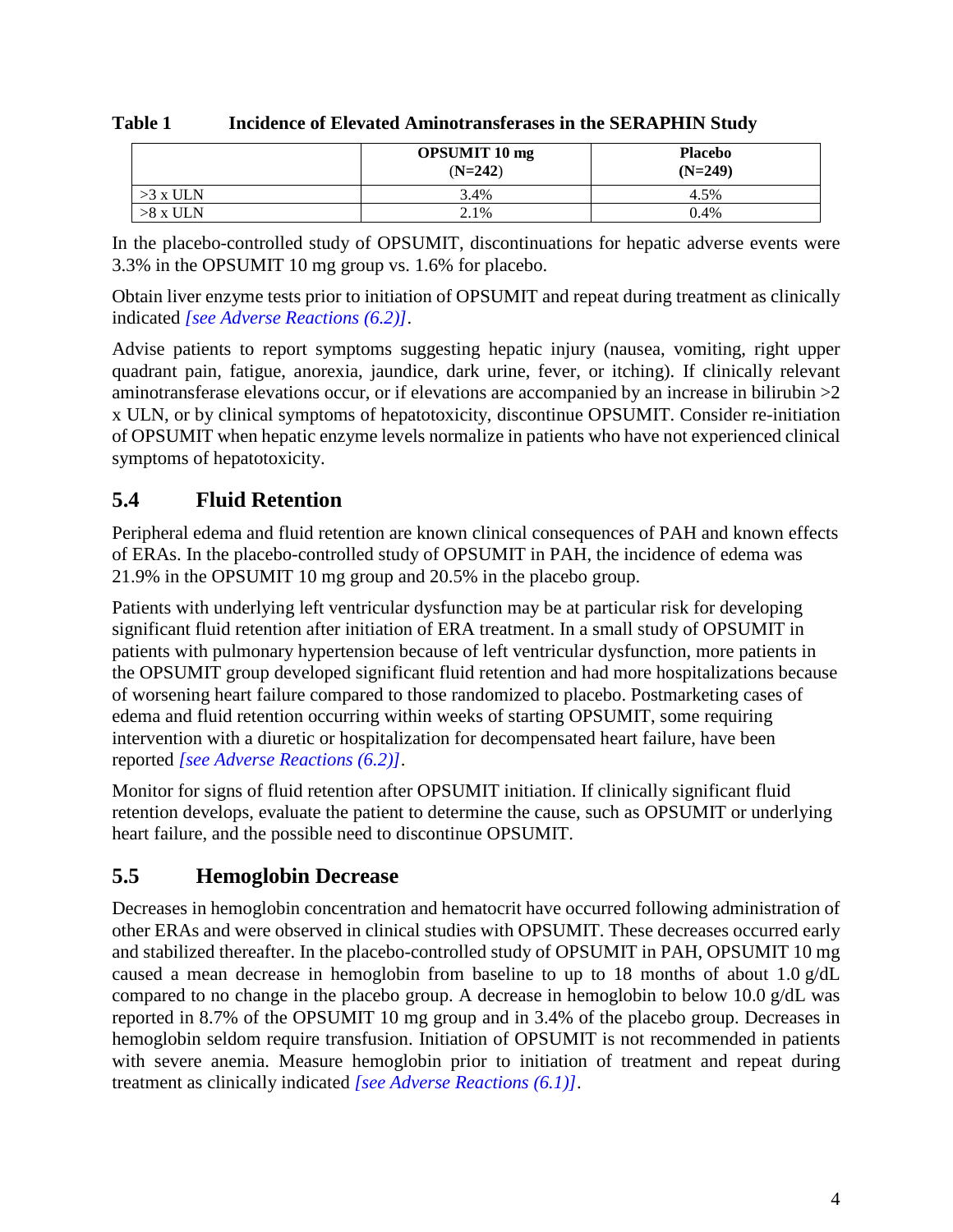**Table 1 Incidence of Elevated Aminotransferases in the SERAPHIN Study**

| | OPSUMIT 10 mg (N=242) | Placebo (N=249) |
|---|---|---|
| >3 x ULN | 3.4% | 4.5% |
| >8 x ULN | 2.1% | 0.4% |

In the placebo-controlled study of OPSUMIT, discontinuations for hepatic adverse events were 3.3% in the OPSUMIT 10 mg group vs. 1.6% for placebo.

Obtain liver enzyme tests prior to initiation of OPSUMIT and repeat during treatment as clinically indicated *[see Adverse Reactions (6.2)]*.

Advise patients to report symptoms suggesting hepatic injury (nausea, vomiting, right upper quadrant pain, fatigue, anorexia, jaundice, dark urine, fever, or itching). If clinically relevant aminotransferase elevations occur, or if elevations are accompanied by an increase in bilirubin >2 x ULN, or by clinical symptoms of hepatotoxicity, discontinue OPSUMIT. Consider re-initiation of OPSUMIT when hepatic enzyme levels normalize in patients who have not experienced clinical symptoms of hepatotoxicity.

## 5.4 Fluid Retention

Peripheral edema and fluid retention are known clinical consequences of PAH and known effects of ERAs. In the placebo-controlled study of OPSUMIT in PAH, the incidence of edema was 21.9% in the OPSUMIT 10 mg group and 20.5% in the placebo group.

Patients with underlying left ventricular dysfunction may be at particular risk for developing significant fluid retention after initiation of ERA treatment. In a small study of OPSUMIT in patients with pulmonary hypertension because of left ventricular dysfunction, more patients in the OPSUMIT group developed significant fluid retention and had more hospitalizations because of worsening heart failure compared to those randomized to placebo. Postmarketing cases of edema and fluid retention occurring within weeks of starting OPSUMIT, some requiring intervention with a diuretic or hospitalization for decompensated heart failure, have been reported *[see Adverse Reactions (6.2)]*.

Monitor for signs of fluid retention after OPSUMIT initiation. If clinically significant fluid retention develops, evaluate the patient to determine the cause, such as OPSUMIT or underlying heart failure, and the possible need to discontinue OPSUMIT.

## 5.5 Hemoglobin Decrease

Decreases in hemoglobin concentration and hematocrit have occurred following administration of other ERAs and were observed in clinical studies with OPSUMIT. These decreases occurred early and stabilized thereafter. In the placebo-controlled study of OPSUMIT in PAH, OPSUMIT 10 mg caused a mean decrease in hemoglobin from baseline to up to 18 months of about 1.0 g/dL compared to no change in the placebo group. A decrease in hemoglobin to below 10.0 g/dL was reported in 8.7% of the OPSUMIT 10 mg group and in 3.4% of the placebo group. Decreases in hemoglobin seldom require transfusion. Initiation of OPSUMIT is not recommended in patients with severe anemia. Measure hemoglobin prior to initiation of treatment and repeat during treatment as clinically indicated *[see Adverse Reactions (6.1)]*.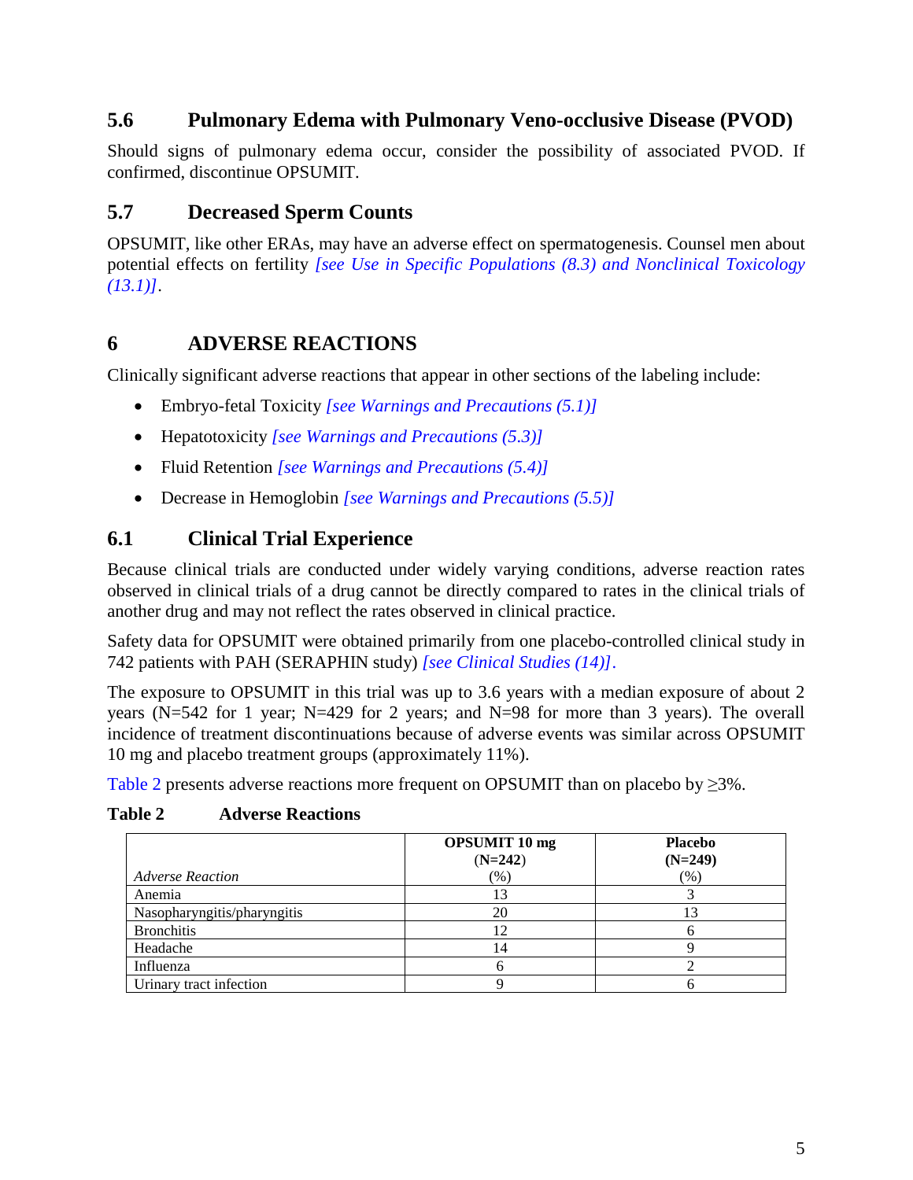## 5.6 Pulmonary Edema with Pulmonary Veno-occlusive Disease (PVOD)

Should signs of pulmonary edema occur, consider the possibility of associated PVOD. If confirmed, discontinue OPSUMIT.

## 5.7 Decreased Sperm Counts

OPSUMIT, like other ERAs, may have an adverse effect on spermatogenesis. Counsel men about potential effects on fertility *[see Use in Specific Populations (8.3) and Nonclinical Toxicology (13.1)]*.

# 6 ADVERSE REACTIONS

Clinically significant adverse reactions that appear in other sections of the labeling include:

- Embryo-fetal Toxicity *[see Warnings and Precautions (5.1)]*
- Hepatotoxicity *[see Warnings and Precautions (5.3)]*
- Fluid Retention *[see Warnings and Precautions (5.4)]*
- Decrease in Hemoglobin *[see Warnings and Precautions (5.5)]*

## 6.1 Clinical Trial Experience

Because clinical trials are conducted under widely varying conditions, adverse reaction rates observed in clinical trials of a drug cannot be directly compared to rates in the clinical trials of another drug and may not reflect the rates observed in clinical practice.

Safety data for OPSUMIT were obtained primarily from one placebo-controlled clinical study in 742 patients with PAH (SERAPHIN study) *[see Clinical Studies (14)]*.

The exposure to OPSUMIT in this trial was up to 3.6 years with a median exposure of about 2 years (N=542 for 1 year; N=429 for 2 years; and N=98 for more than 3 years). The overall incidence of treatment discontinuations because of adverse events was similar across OPSUMIT 10 mg and placebo treatment groups (approximately 11%).

Table 2 presents adverse reactions more frequent on OPSUMIT than on placebo by ≥3%.

**Table 2 Adverse Reactions**

| *Adverse Reaction* | **OPSUMIT 10 mg (N=242)** (%) | **Placebo (N=249)** (%) |
|---|---|---|
| Anemia | 13 | 3 |
| Nasopharyngitis/pharyngitis | 20 | 13 |
| Bronchitis | 12 | 6 |
| Headache | 14 | 9 |
| Influenza | 6 | 2 |
| Urinary tract infection | 9 | 6 |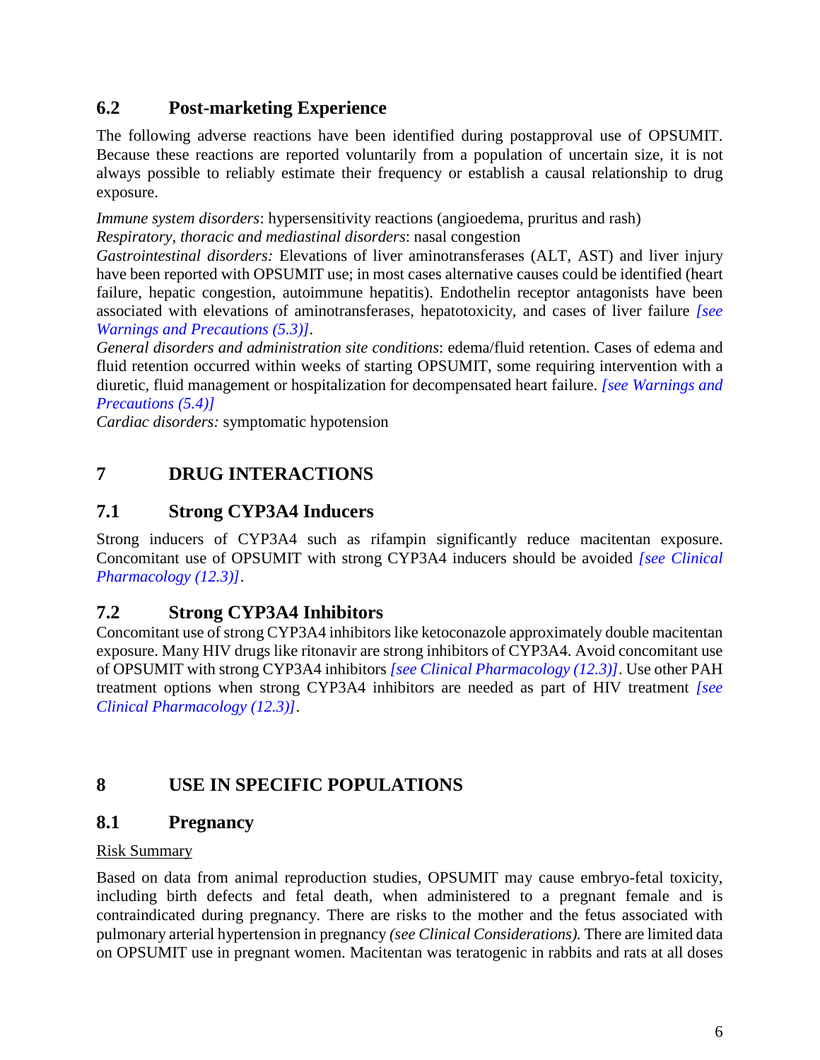## 6.2 Post-marketing Experience

The following adverse reactions have been identified during postapproval use of OPSUMIT. Because these reactions are reported voluntarily from a population of uncertain size, it is not always possible to reliably estimate their frequency or establish a causal relationship to drug exposure.

*Immune system disorders*: hypersensitivity reactions (angioedema, pruritus and rash)
*Respiratory, thoracic and mediastinal disorders*: nasal congestion
*Gastrointestinal disorders:* Elevations of liver aminotransferases (ALT, AST) and liver injury have been reported with OPSUMIT use; in most cases alternative causes could be identified (heart failure, hepatic congestion, autoimmune hepatitis). Endothelin receptor antagonists have been associated with elevations of aminotransferases, hepatotoxicity, and cases of liver failure *[see Warnings and Precautions (5.3)]*.
*General disorders and administration site conditions*: edema/fluid retention. Cases of edema and fluid retention occurred within weeks of starting OPSUMIT, some requiring intervention with a diuretic, fluid management or hospitalization for decompensated heart failure. *[see Warnings and Precautions (5.4)]*
*Cardiac disorders:* symptomatic hypotension

# 7 DRUG INTERACTIONS

## 7.1 Strong CYP3A4 Inducers

Strong inducers of CYP3A4 such as rifampin significantly reduce macitentan exposure. Concomitant use of OPSUMIT with strong CYP3A4 inducers should be avoided *[see Clinical Pharmacology (12.3)]*.

## 7.2 Strong CYP3A4 Inhibitors

Concomitant use of strong CYP3A4 inhibitors like ketoconazole approximately double macitentan exposure. Many HIV drugs like ritonavir are strong inhibitors of CYP3A4. Avoid concomitant use of OPSUMIT with strong CYP3A4 inhibitors *[see Clinical Pharmacology (12.3)]*. Use other PAH treatment options when strong CYP3A4 inhibitors are needed as part of HIV treatment *[see Clinical Pharmacology (12.3)]*.

# 8 USE IN SPECIFIC POPULATIONS

## 8.1 Pregnancy

Risk Summary

Based on data from animal reproduction studies, OPSUMIT may cause embryo-fetal toxicity, including birth defects and fetal death, when administered to a pregnant female and is contraindicated during pregnancy. There are risks to the mother and the fetus associated with pulmonary arterial hypertension in pregnancy *(see Clinical Considerations).* There are limited data on OPSUMIT use in pregnant women. Macitentan was teratogenic in rabbits and rats at all doses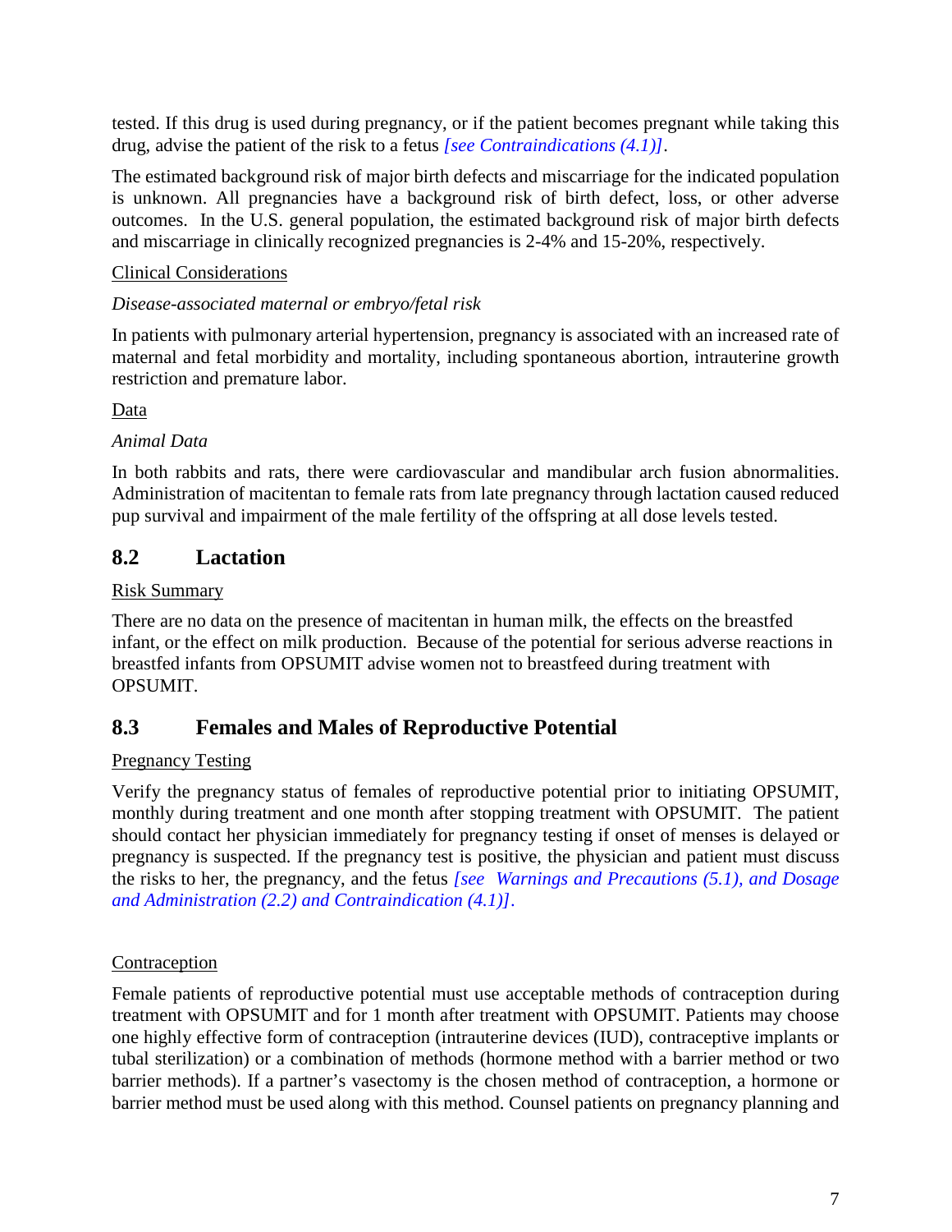tested. If this drug is used during pregnancy, or if the patient becomes pregnant while taking this drug, advise the patient of the risk to a fetus *[see Contraindications (4.1)]*.

The estimated background risk of major birth defects and miscarriage for the indicated population is unknown. All pregnancies have a background risk of birth defect, loss, or other adverse outcomes. In the U.S. general population, the estimated background risk of major birth defects and miscarriage in clinically recognized pregnancies is 2-4% and 15-20%, respectively.

<u>Clinical Considerations</u>

*Disease-associated maternal or embryo/fetal risk*

In patients with pulmonary arterial hypertension, pregnancy is associated with an increased rate of maternal and fetal morbidity and mortality, including spontaneous abortion, intrauterine growth restriction and premature labor.

<u>Data</u>

*Animal Data*

In both rabbits and rats, there were cardiovascular and mandibular arch fusion abnormalities. Administration of macitentan to female rats from late pregnancy through lactation caused reduced pup survival and impairment of the male fertility of the offspring at all dose levels tested.

## 8.2 Lactation

<u>Risk Summary</u>

There are no data on the presence of macitentan in human milk, the effects on the breastfed infant, or the effect on milk production. Because of the potential for serious adverse reactions in breastfed infants from OPSUMIT advise women not to breastfeed during treatment with OPSUMIT.

## 8.3 Females and Males of Reproductive Potential

<u>Pregnancy Testing</u>

Verify the pregnancy status of females of reproductive potential prior to initiating OPSUMIT, monthly during treatment and one month after stopping treatment with OPSUMIT. The patient should contact her physician immediately for pregnancy testing if onset of menses is delayed or pregnancy is suspected. If the pregnancy test is positive, the physician and patient must discuss the risks to her, the pregnancy, and the fetus *[see Warnings and Precautions (5.1), and Dosage and Administration (2.2) and Contraindication (4.1)]*.

<u>Contraception</u>

Female patients of reproductive potential must use acceptable methods of contraception during treatment with OPSUMIT and for 1 month after treatment with OPSUMIT. Patients may choose one highly effective form of contraception (intrauterine devices (IUD), contraceptive implants or tubal sterilization) or a combination of methods (hormone method with a barrier method or two barrier methods). If a partner's vasectomy is the chosen method of contraception, a hormone or barrier method must be used along with this method. Counsel patients on pregnancy planning and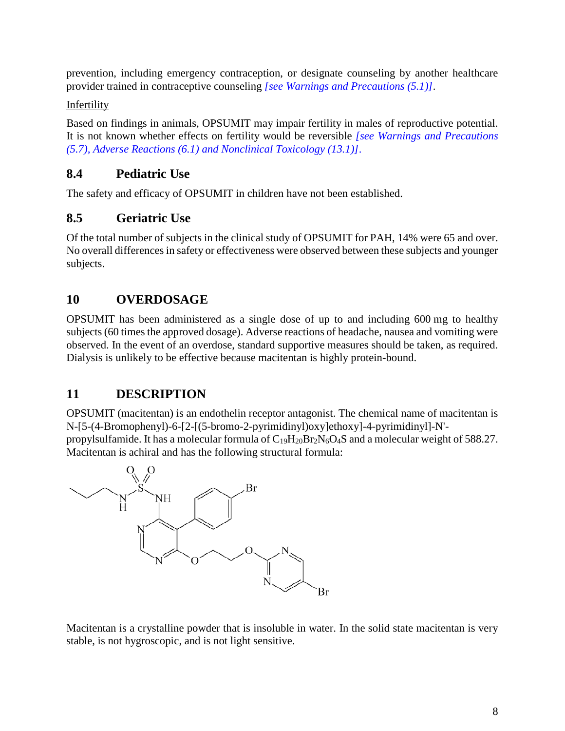prevention, including emergency contraception, or designate counseling by another healthcare provider trained in contraceptive counseling *[see Warnings and Precautions (5.1)]*.

Infertility

Based on findings in animals, OPSUMIT may impair fertility in males of reproductive potential. It is not known whether effects on fertility would be reversible *[see Warnings and Precautions (5.7), Adverse Reactions (6.1) and Nonclinical Toxicology (13.1)]*.

### 8.4 Pediatric Use

The safety and efficacy of OPSUMIT in children have not been established.

### 8.5 Geriatric Use

Of the total number of subjects in the clinical study of OPSUMIT for PAH, 14% were 65 and over. No overall differences in safety or effectiveness were observed between these subjects and younger subjects.

## 10 OVERDOSAGE

OPSUMIT has been administered as a single dose of up to and including 600 mg to healthy subjects (60 times the approved dosage). Adverse reactions of headache, nausea and vomiting were observed. In the event of an overdose, standard supportive measures should be taken, as required. Dialysis is unlikely to be effective because macitentan is highly protein-bound.

## 11 DESCRIPTION

OPSUMIT (macitentan) is an endothelin receptor antagonist. The chemical name of macitentan is N-[5-(4-Bromophenyl)-6-[2-[(5-bromo-2-pyrimidinyl)oxy]ethoxy]-4-pyrimidinyl]-N'-propylsulfamide. It has a molecular formula of $C_{19}H_{20}Br_2N_6O_4S$ and a molecular weight of 588.27. Macitentan is achiral and has the following structural formula:

Macitentan is a crystalline powder that is insoluble in water. In the solid state macitentan is very stable, is not hygroscopic, and is not light sensitive.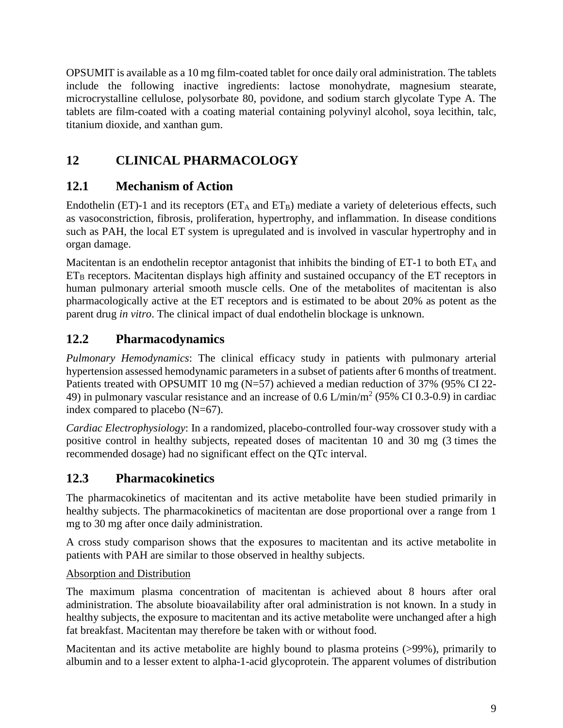OPSUMIT is available as a 10 mg film-coated tablet for once daily oral administration. The tablets include the following inactive ingredients: lactose monohydrate, magnesium stearate, microcrystalline cellulose, polysorbate 80, povidone, and sodium starch glycolate Type A. The tablets are film-coated with a coating material containing polyvinyl alcohol, soya lecithin, talc, titanium dioxide, and xanthan gum.

# 12 CLINICAL PHARMACOLOGY

## 12.1 Mechanism of Action

Endothelin (ET)-1 and its receptors ($ET_A$ and $ET_B$) mediate a variety of deleterious effects, such as vasoconstriction, fibrosis, proliferation, hypertrophy, and inflammation. In disease conditions such as PAH, the local ET system is upregulated and is involved in vascular hypertrophy and in organ damage.

Macitentan is an endothelin receptor antagonist that inhibits the binding of ET-1 to both $ET_A$ and $ET_B$ receptors. Macitentan displays high affinity and sustained occupancy of the ET receptors in human pulmonary arterial smooth muscle cells. One of the metabolites of macitentan is also pharmacologically active at the ET receptors and is estimated to be about 20% as potent as the parent drug *in vitro*. The clinical impact of dual endothelin blockage is unknown.

## 12.2 Pharmacodynamics

*Pulmonary Hemodynamics*: The clinical efficacy study in patients with pulmonary arterial hypertension assessed hemodynamic parameters in a subset of patients after 6 months of treatment. Patients treated with OPSUMIT 10 mg (N=57) achieved a median reduction of 37% (95% CI 22-49) in pulmonary vascular resistance and an increase of 0.6 L/min/$m^2$ (95% CI 0.3-0.9) in cardiac index compared to placebo (N=67).

*Cardiac Electrophysiology*: In a randomized, placebo-controlled four-way crossover study with a positive control in healthy subjects, repeated doses of macitentan 10 and 30 mg (3 times the recommended dosage) had no significant effect on the QTc interval.

## 12.3 Pharmacokinetics

The pharmacokinetics of macitentan and its active metabolite have been studied primarily in healthy subjects. The pharmacokinetics of macitentan are dose proportional over a range from 1 mg to 30 mg after once daily administration.

A cross study comparison shows that the exposures to macitentan and its active metabolite in patients with PAH are similar to those observed in healthy subjects.

Absorption and Distribution

The maximum plasma concentration of macitentan is achieved about 8 hours after oral administration. The absolute bioavailability after oral administration is not known. In a study in healthy subjects, the exposure to macitentan and its active metabolite were unchanged after a high fat breakfast. Macitentan may therefore be taken with or without food.

Macitentan and its active metabolite are highly bound to plasma proteins (>99%), primarily to albumin and to a lesser extent to alpha-1-acid glycoprotein. The apparent volumes of distribution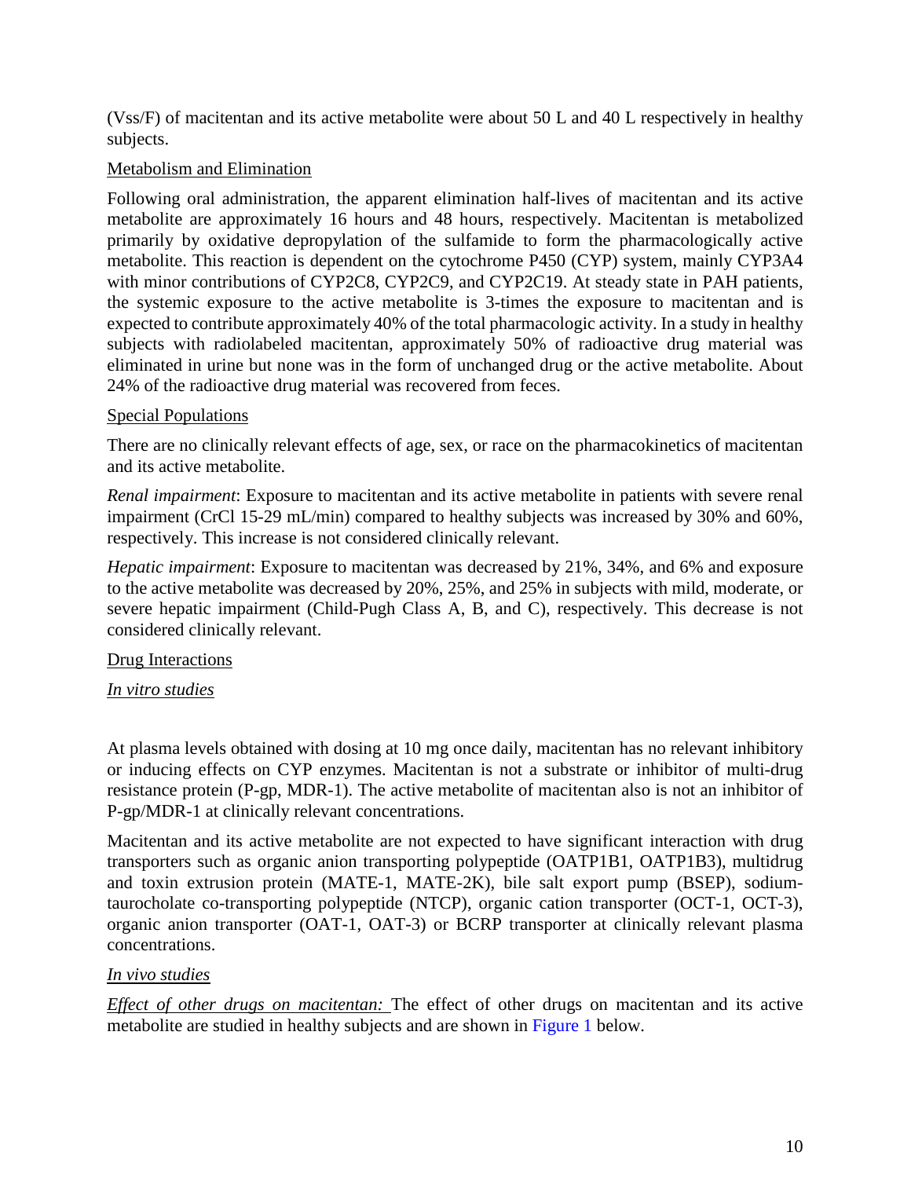(Vss/F) of macitentan and its active metabolite were about 50 L and 40 L respectively in healthy subjects.

Metabolism and Elimination

Following oral administration, the apparent elimination half-lives of macitentan and its active metabolite are approximately 16 hours and 48 hours, respectively. Macitentan is metabolized primarily by oxidative depropylation of the sulfamide to form the pharmacologically active metabolite. This reaction is dependent on the cytochrome P450 (CYP) system, mainly CYP3A4 with minor contributions of CYP2C8, CYP2C9, and CYP2C19. At steady state in PAH patients, the systemic exposure to the active metabolite is 3-times the exposure to macitentan and is expected to contribute approximately 40% of the total pharmacologic activity. In a study in healthy subjects with radiolabeled macitentan, approximately 50% of radioactive drug material was eliminated in urine but none was in the form of unchanged drug or the active metabolite. About 24% of the radioactive drug material was recovered from feces.

Special Populations

There are no clinically relevant effects of age, sex, or race on the pharmacokinetics of macitentan and its active metabolite.

*Renal impairment*: Exposure to macitentan and its active metabolite in patients with severe renal impairment (CrCl 15-29 mL/min) compared to healthy subjects was increased by 30% and 60%, respectively. This increase is not considered clinically relevant.

*Hepatic impairment*: Exposure to macitentan was decreased by 21%, 34%, and 6% and exposure to the active metabolite was decreased by 20%, 25%, and 25% in subjects with mild, moderate, or severe hepatic impairment (Child-Pugh Class A, B, and C), respectively. This decrease is not considered clinically relevant.

Drug Interactions

*In vitro studies*

At plasma levels obtained with dosing at 10 mg once daily, macitentan has no relevant inhibitory or inducing effects on CYP enzymes. Macitentan is not a substrate or inhibitor of multi-drug resistance protein (P-gp, MDR-1). The active metabolite of macitentan also is not an inhibitor of P-gp/MDR-1 at clinically relevant concentrations.

Macitentan and its active metabolite are not expected to have significant interaction with drug transporters such as organic anion transporting polypeptide (OATP1B1, OATP1B3), multidrug and toxin extrusion protein (MATE-1, MATE-2K), bile salt export pump (BSEP), sodium-taurocholate co-transporting polypeptide (NTCP), organic cation transporter (OCT-1, OCT-3), organic anion transporter (OAT-1, OAT-3) or BCRP transporter at clinically relevant plasma concentrations.

*In vivo studies*

*Effect of other drugs on macitentan:* The effect of other drugs on macitentan and its active metabolite are studied in healthy subjects and are shown in Figure 1 below.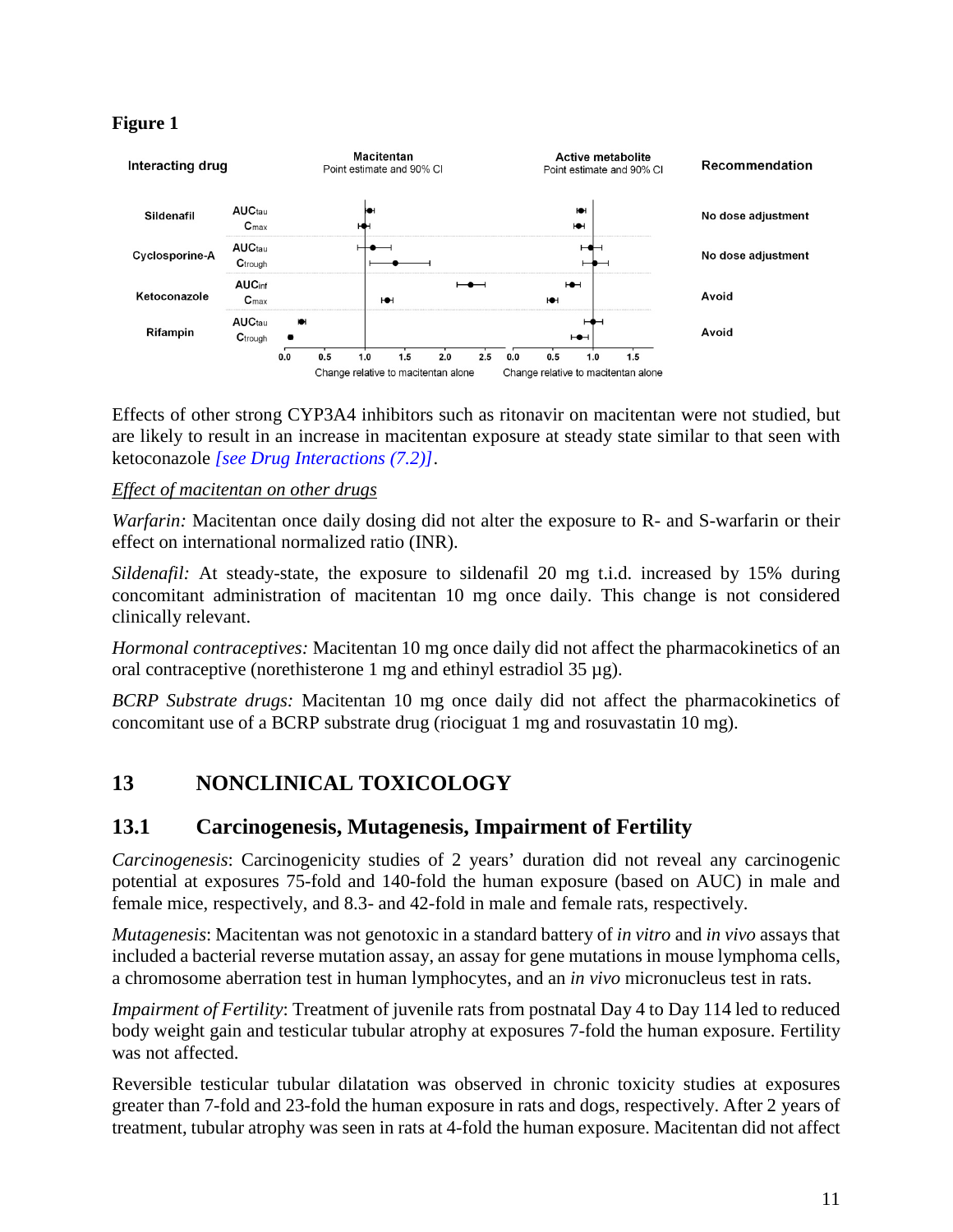**Figure 1**

| Interacting drug | | Macitentan Point estimate and 90% CI | Active metabolite Point estimate and 90% CI | Recommendation |
|---|---|---|---|---|
| Sildenafil | $AUC_{tau}$ | | | No dose adjustment |
| | $C_{max}$ | | | |
| Cyclosporine-A | $AUC_{tau}$ | | | No dose adjustment |
| | $C_{trough}$ | | | |
| Ketoconazole | $AUC_{inf}$ | | | Avoid |
| | $C_{max}$ | | | |
| Rifampin | $AUC_{tau}$ | | | Avoid |
| | $C_{trough}$ | | | |
| | | Change relative to macitentan alone | Change relative to macitentan alone | |

Effects of other strong CYP3A4 inhibitors such as ritonavir on macitentan were not studied, but are likely to result in an increase in macitentan exposure at steady state similar to that seen with ketoconazole *[see Drug Interactions (7.2)]*.

*Effect of macitentan on other drugs*

*Warfarin:* Macitentan once daily dosing did not alter the exposure to R- and S-warfarin or their effect on international normalized ratio (INR).

*Sildenafil:* At steady-state, the exposure to sildenafil 20 mg t.i.d. increased by 15% during concomitant administration of macitentan 10 mg once daily. This change is not considered clinically relevant.

*Hormonal contraceptives:* Macitentan 10 mg once daily did not affect the pharmacokinetics of an oral contraceptive (norethisterone 1 mg and ethinyl estradiol 35 µg).

*BCRP Substrate drugs:* Macitentan 10 mg once daily did not affect the pharmacokinetics of concomitant use of a BCRP substrate drug (riociguat 1 mg and rosuvastatin 10 mg).

# 13 NONCLINICAL TOXICOLOGY

## 13.1 Carcinogenesis, Mutagenesis, Impairment of Fertility

*Carcinogenesis*: Carcinogenicity studies of 2 years' duration did not reveal any carcinogenic potential at exposures 75-fold and 140-fold the human exposure (based on AUC) in male and female mice, respectively, and 8.3- and 42-fold in male and female rats, respectively.

*Mutagenesis*: Macitentan was not genotoxic in a standard battery of *in vitro* and *in vivo* assays that included a bacterial reverse mutation assay, an assay for gene mutations in mouse lymphoma cells, a chromosome aberration test in human lymphocytes, and an *in vivo* micronucleus test in rats.

*Impairment of Fertility*: Treatment of juvenile rats from postnatal Day 4 to Day 114 led to reduced body weight gain and testicular tubular atrophy at exposures 7-fold the human exposure. Fertility was not affected.

Reversible testicular tubular dilatation was observed in chronic toxicity studies at exposures greater than 7-fold and 23-fold the human exposure in rats and dogs, respectively. After 2 years of treatment, tubular atrophy was seen in rats at 4-fold the human exposure. Macitentan did not affect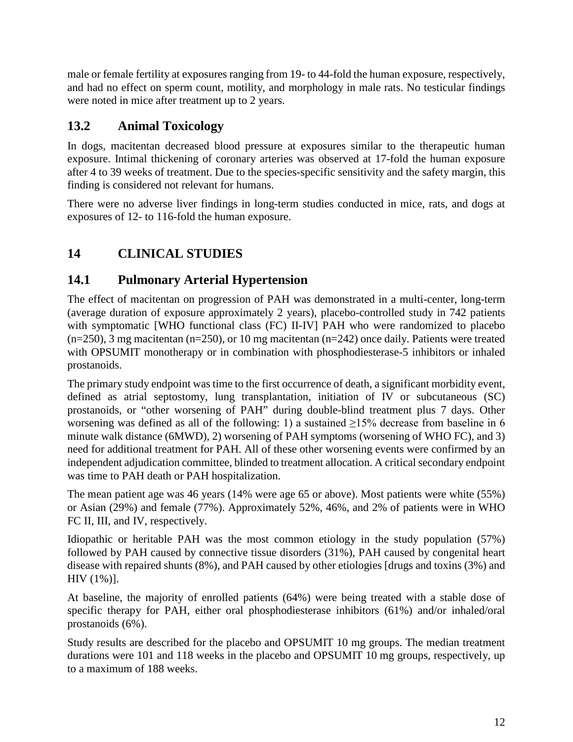male or female fertility at exposures ranging from 19- to 44-fold the human exposure, respectively, and had no effect on sperm count, motility, and morphology in male rats. No testicular findings were noted in mice after treatment up to 2 years.

## 13.2 Animal Toxicology

In dogs, macitentan decreased blood pressure at exposures similar to the therapeutic human exposure. Intimal thickening of coronary arteries was observed at 17-fold the human exposure after 4 to 39 weeks of treatment. Due to the species-specific sensitivity and the safety margin, this finding is considered not relevant for humans.

There were no adverse liver findings in long-term studies conducted in mice, rats, and dogs at exposures of 12- to 116-fold the human exposure.

# 14 CLINICAL STUDIES

## 14.1 Pulmonary Arterial Hypertension

The effect of macitentan on progression of PAH was demonstrated in a multi-center, long-term (average duration of exposure approximately 2 years), placebo-controlled study in 742 patients with symptomatic [WHO functional class (FC) II-IV] PAH who were randomized to placebo (n=250), 3 mg macitentan (n=250), or 10 mg macitentan (n=242) once daily. Patients were treated with OPSUMIT monotherapy or in combination with phosphodiesterase-5 inhibitors or inhaled prostanoids.

The primary study endpoint was time to the first occurrence of death, a significant morbidity event, defined as atrial septostomy, lung transplantation, initiation of IV or subcutaneous (SC) prostanoids, or "other worsening of PAH" during double-blind treatment plus 7 days. Other worsening was defined as all of the following: 1) a sustained ≥15% decrease from baseline in 6 minute walk distance (6MWD), 2) worsening of PAH symptoms (worsening of WHO FC), and 3) need for additional treatment for PAH. All of these other worsening events were confirmed by an independent adjudication committee, blinded to treatment allocation. A critical secondary endpoint was time to PAH death or PAH hospitalization.

The mean patient age was 46 years (14% were age 65 or above). Most patients were white (55%) or Asian (29%) and female (77%). Approximately 52%, 46%, and 2% of patients were in WHO FC II, III, and IV, respectively.

Idiopathic or heritable PAH was the most common etiology in the study population (57%) followed by PAH caused by connective tissue disorders (31%), PAH caused by congenital heart disease with repaired shunts (8%), and PAH caused by other etiologies [drugs and toxins (3%) and HIV (1%)].

At baseline, the majority of enrolled patients (64%) were being treated with a stable dose of specific therapy for PAH, either oral phosphodiesterase inhibitors (61%) and/or inhaled/oral prostanoids (6%).

Study results are described for the placebo and OPSUMIT 10 mg groups. The median treatment durations were 101 and 118 weeks in the placebo and OPSUMIT 10 mg groups, respectively, up to a maximum of 188 weeks.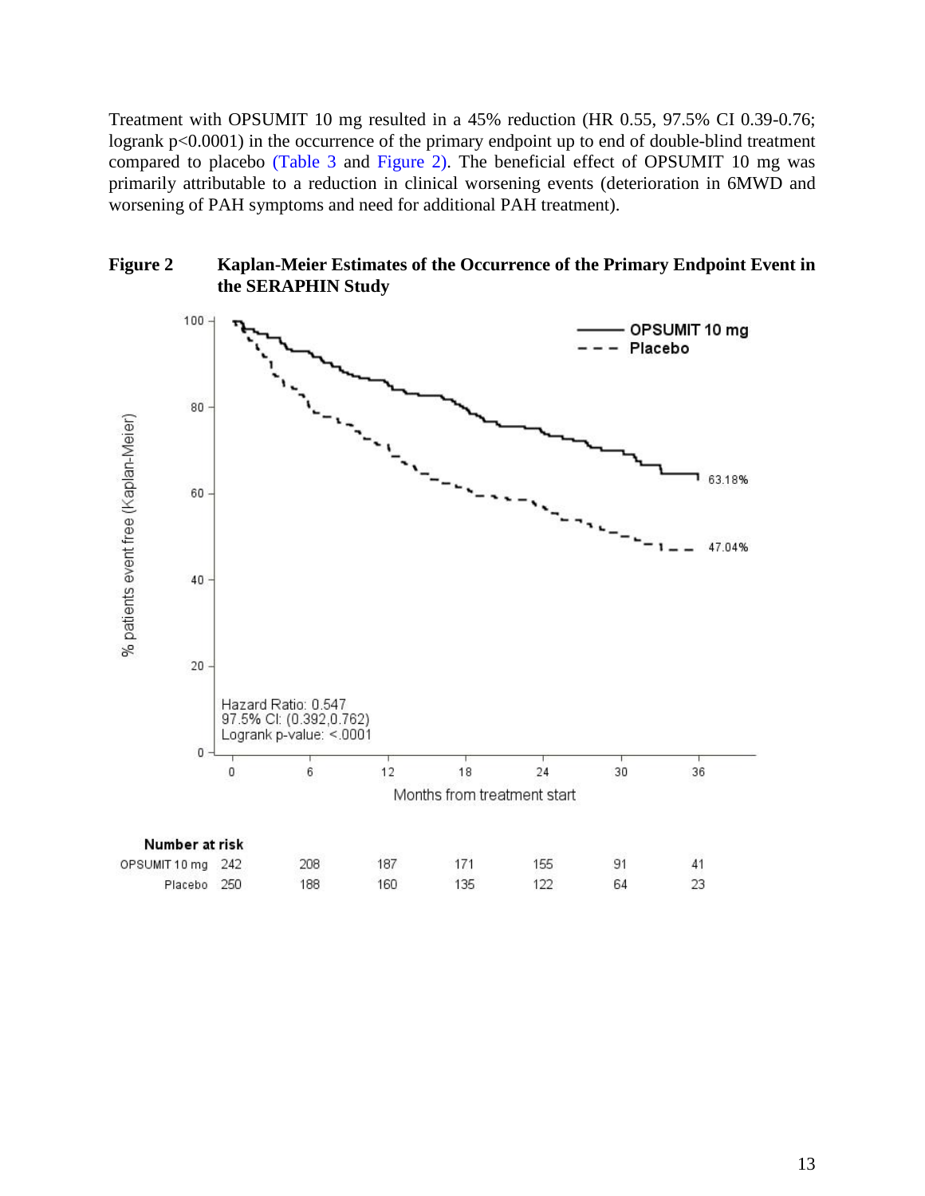Treatment with OPSUMIT 10 mg resulted in a 45% reduction (HR 0.55, 97.5% CI 0.39-0.76; logrank $p<0.0001$) in the occurrence of the primary endpoint up to end of double-blind treatment compared to placebo (Table 3 and Figure 2). The beneficial effect of OPSUMIT 10 mg was primarily attributable to a reduction in clinical worsening events (deterioration in 6MWD and worsening of PAH symptoms and need for additional PAH treatment).

**Figure 2 Kaplan-Meier Estimates of the Occurrence of the Primary Endpoint Event in the SERAPHIN Study**

Hazard Ratio: 0.547
97.5% CI: (0.392,0.762)
Logrank p-value: <.0001

OPSUMIT 10 mg: 63.18%
Placebo: 47.04%

% patients event free (Kaplan-Meier)

Months from treatment start

**Number at risk**

| | 0 | 6 | 12 | 18 | 24 | 30 | 36 |
|---|---|---|---|---|---|---|---|
| OPSUMIT 10 mg | 242 | 208 | 187 | 171 | 155 | 91 | 41 |
| Placebo | 250 | 188 | 160 | 135 | 122 | 64 | 23 |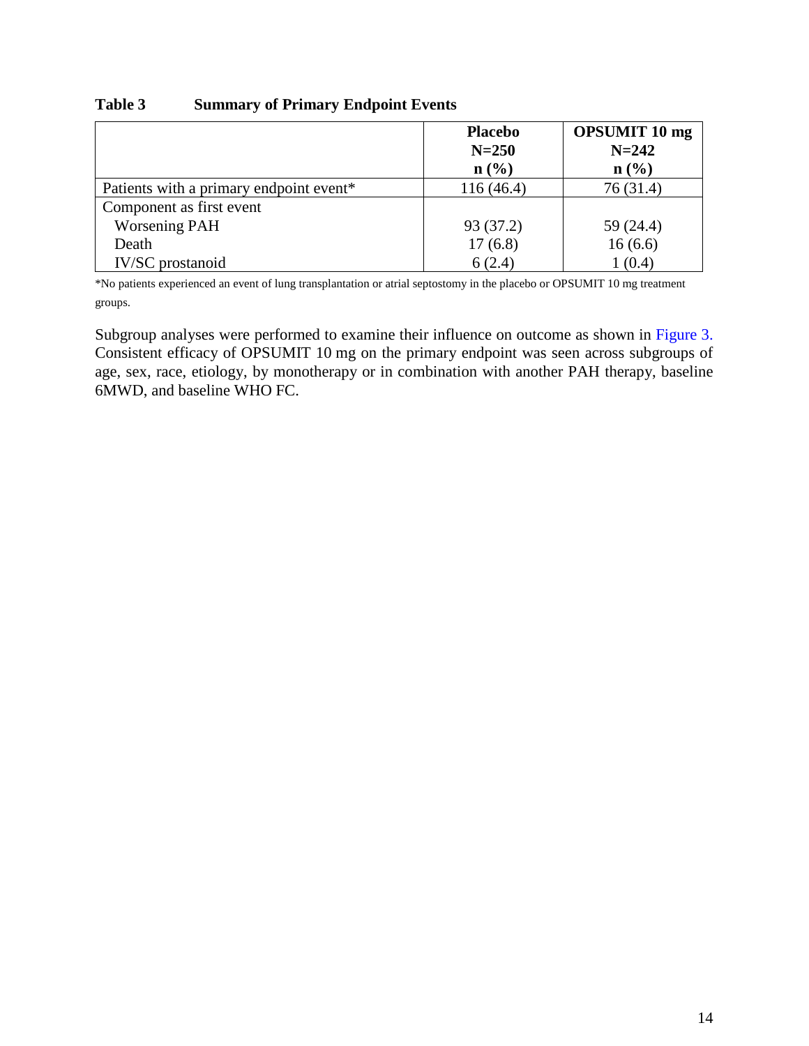**Table 3 Summary of Primary Endpoint Events**

| | Placebo<br>N=250<br>n (%) | OPSUMIT 10 mg<br>N=242<br>n (%) |
|---|---|---|
| Patients with a primary endpoint event* | 116 (46.4) | 76 (31.4) |
| Component as first event | | |
| Worsening PAH | 93 (37.2) | 59 (24.4) |
| Death | 17 (6.8) | 16 (6.6) |
| IV/SC prostanoid | 6 (2.4) | 1 (0.4) |

*No patients experienced an event of lung transplantation or atrial septostomy in the placebo or OPSUMIT 10 mg treatment groups.

Subgroup analyses were performed to examine their influence on outcome as shown in Figure 3. Consistent efficacy of OPSUMIT 10 mg on the primary endpoint was seen across subgroups of age, sex, race, etiology, by monotherapy or in combination with another PAH therapy, baseline 6MWD, and baseline WHO FC.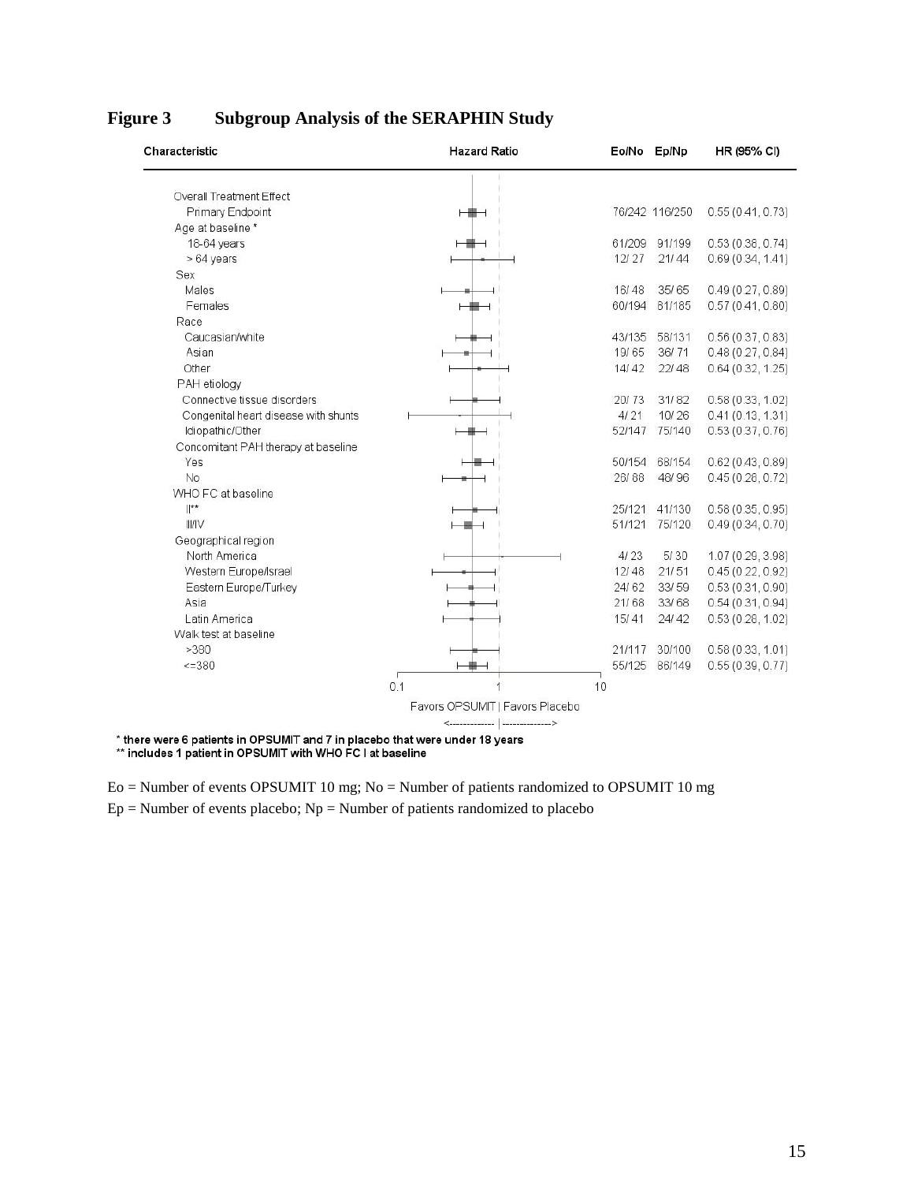**Figure 3 Subgroup Analysis of the SERAPHIN Study**

| Characteristic | Eo/No | Ep/Np | HR (95% CI) |
|---|---|---|---|
| Overall Treatment Effect | | | |
| Primary Endpoint | 76/242 | 116/250 | 0.55 (0.41, 0.73) |
| Age at baseline * | | | |
| 18-64 years | 61/209 | 91/199 | 0.53 (0.38, 0.74) |
| > 64 years | 12/ 27 | 21/ 44 | 0.69 (0.34, 1.41) |
| Sex | | | |
| Males | 16/ 48 | 35/ 65 | 0.49 (0.27, 0.89) |
| Females | 60/194 | 81/185 | 0.57 (0.41, 0.80) |
| Race | | | |
| Caucasian/white | 43/135 | 58/131 | 0.56 (0.37, 0.83) |
| Asian | 19/ 65 | 36/ 71 | 0.48 (0.27, 0.84) |
| Other | 14/ 42 | 22/ 48 | 0.64 (0.32, 1.25) |
| PAH etiology | | | |
| Connective tissue disorders | 20/ 73 | 31/ 82 | 0.58 (0.33, 1.02) |
| Congenital heart disease with shunts | 4/ 21 | 10/ 26 | 0.41 (0.13, 1.31) |
| Idiopathic/Other | 52/147 | 75/140 | 0.53 (0.37, 0.76) |
| Concomitant PAH therapy at baseline | | | |
| Yes | 50/154 | 68/154 | 0.62 (0.43, 0.89) |
| No | 26/ 88 | 48/ 96 | 0.45 (0.28, 0.72) |
| WHO FC at baseline | | | |
| II** | 25/121 | 41/130 | 0.58 (0.35, 0.95) |
| III/IV | 51/121 | 75/120 | 0.49 (0.34, 0.70) |
| Geographical region | | | |
| North America | 4/ 23 | 5/ 30 | 1.07 (0.29, 3.98) |
| Western Europe/Israel | 12/ 48 | 21/ 51 | 0.45 (0.22, 0.92) |
| Eastern Europe/Turkey | 24/ 62 | 33/ 59 | 0.53 (0.31, 0.90) |
| Asia | 21/ 68 | 33/ 68 | 0.54 (0.31, 0.94) |
| Latin America | 15/ 41 | 24/ 42 | 0.53 (0.28, 1.02) |
| Walk test at baseline | | | |
| >380 | 21/117 | 30/100 | 0.58 (0.33, 1.01) |
| <=380 | 55/125 | 86/149 | 0.55 (0.39, 0.77) |

Hazard Ratio axis: 0.1, 1, 10

Favors OPSUMIT | Favors Placebo

* there were 6 patients in OPSUMIT and 7 in placebo that were under 18 years
** includes 1 patient in OPSUMIT with WHO FC I at baseline

Eo = Number of events OPSUMIT 10 mg; No = Number of patients randomized to OPSUMIT 10 mg

Ep = Number of events placebo; Np = Number of patients randomized to placebo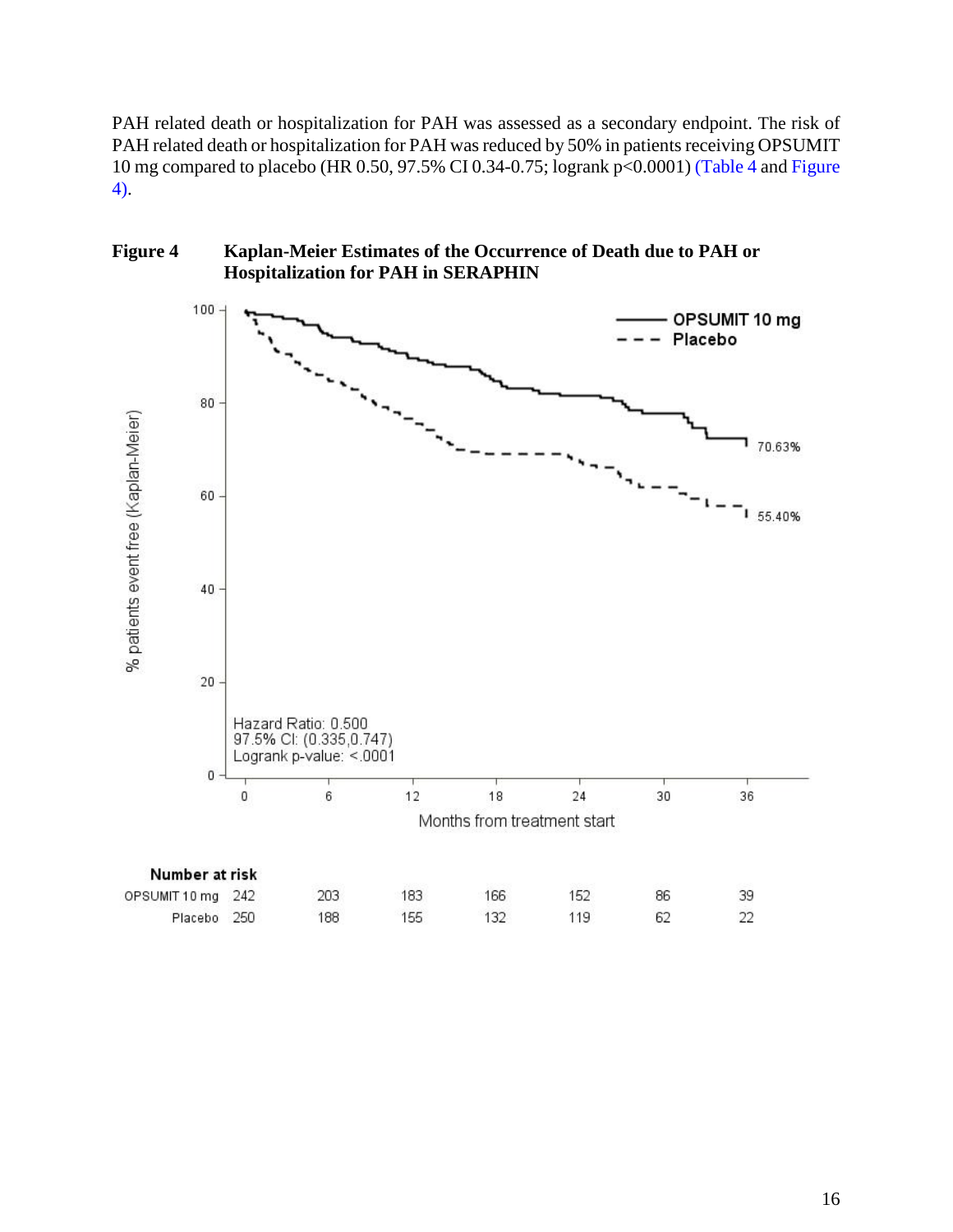PAH related death or hospitalization for PAH was assessed as a secondary endpoint. The risk of PAH related death or hospitalization for PAH was reduced by 50% in patients receiving OPSUMIT 10 mg compared to placebo (HR 0.50, 97.5% CI 0.34-0.75; logrank p<0.0001) (Table 4 and Figure 4).

**Figure 4 Kaplan-Meier Estimates of the Occurrence of Death due to PAH or Hospitalization for PAH in SERAPHIN**

Hazard Ratio: 0.500
97.5% CI: (0.335,0.747)
Logrank p-value: <.0001

OPSUMIT 10 mg: 70.63%
Placebo: 55.40%

Months from treatment start

**Number at risk**

| | 0 | 6 | 12 | 18 | 24 | 30 | 36 |
|---|---|---|---|---|---|---|---|
| OPSUMIT 10 mg | 242 | 203 | 183 | 166 | 152 | 86 | 39 |
| Placebo | 250 | 188 | 155 | 132 | 119 | 62 | 22 |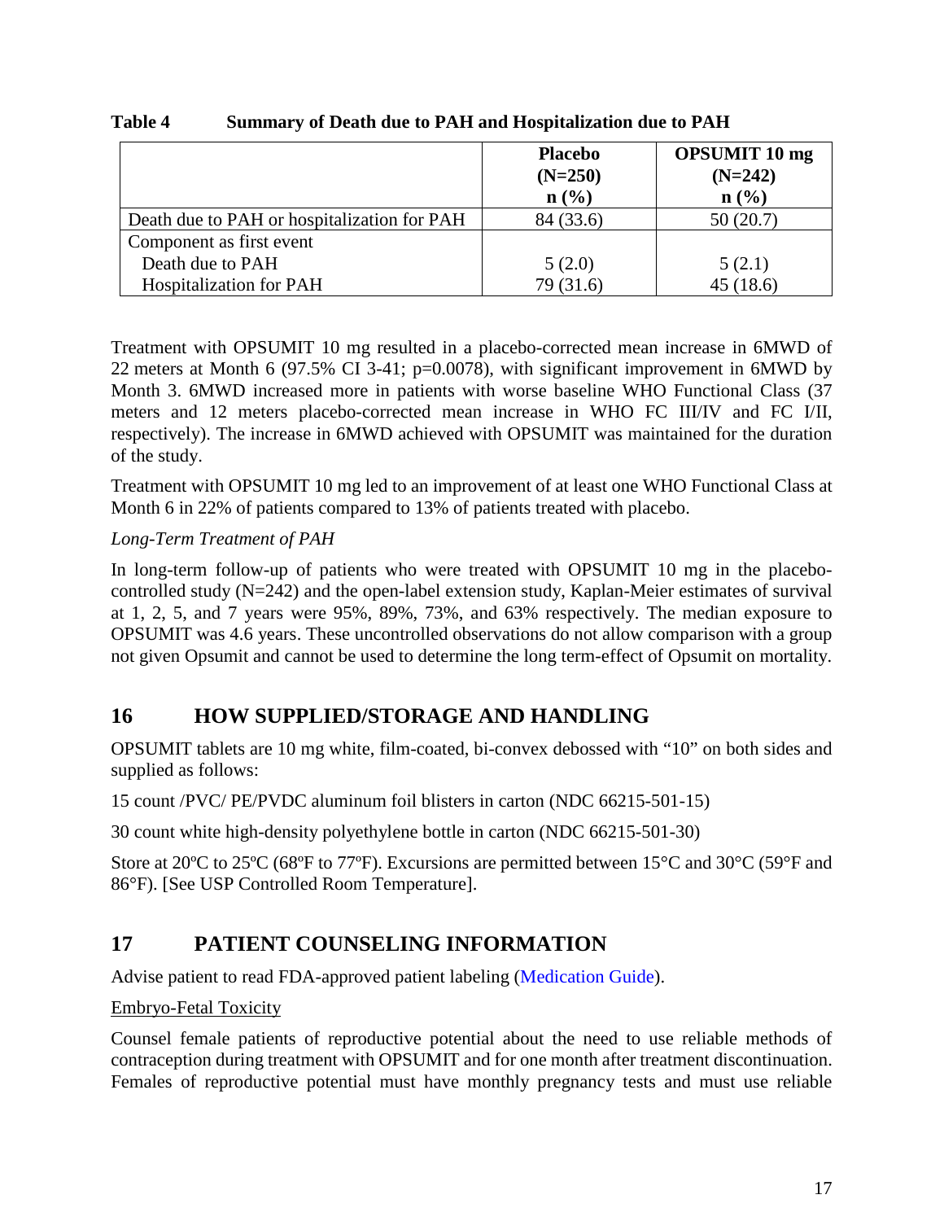**Table 4 Summary of Death due to PAH and Hospitalization due to PAH**

| | Placebo (N=250) n (%) | OPSUMIT 10 mg (N=242) n (%) |
|---|---|---|
| Death due to PAH or hospitalization for PAH | 84 (33.6) | 50 (20.7) |
| Component as first event | | |
| Death due to PAH | 5 (2.0) | 5 (2.1) |
| Hospitalization for PAH | 79 (31.6) | 45 (18.6) |

Treatment with OPSUMIT 10 mg resulted in a placebo-corrected mean increase in 6MWD of 22 meters at Month 6 (97.5% CI 3-41; p=0.0078), with significant improvement in 6MWD by Month 3. 6MWD increased more in patients with worse baseline WHO Functional Class (37 meters and 12 meters placebo-corrected mean increase in WHO FC III/IV and FC I/II, respectively). The increase in 6MWD achieved with OPSUMIT was maintained for the duration of the study.

Treatment with OPSUMIT 10 mg led to an improvement of at least one WHO Functional Class at Month 6 in 22% of patients compared to 13% of patients treated with placebo.

*Long-Term Treatment of PAH*

In long-term follow-up of patients who were treated with OPSUMIT 10 mg in the placebo-controlled study (N=242) and the open-label extension study, Kaplan-Meier estimates of survival at 1, 2, 5, and 7 years were 95%, 89%, 73%, and 63% respectively. The median exposure to OPSUMIT was 4.6 years. These uncontrolled observations do not allow comparison with a group not given Opsumit and cannot be used to determine the long term-effect of Opsumit on mortality.

## 16 HOW SUPPLIED/STORAGE AND HANDLING

OPSUMIT tablets are 10 mg white, film-coated, bi-convex debossed with "10" on both sides and supplied as follows:

15 count /PVC/ PE/PVDC aluminum foil blisters in carton (NDC 66215-501-15)

30 count white high-density polyethylene bottle in carton (NDC 66215-501-30)

Store at 20ºC to 25ºC (68ºF to 77ºF). Excursions are permitted between 15°C and 30°C (59°F and 86°F). [See USP Controlled Room Temperature].

## 17 PATIENT COUNSELING INFORMATION

Advise patient to read FDA-approved patient labeling (Medication Guide).

Embryo-Fetal Toxicity

Counsel female patients of reproductive potential about the need to use reliable methods of contraception during treatment with OPSUMIT and for one month after treatment discontinuation. Females of reproductive potential must have monthly pregnancy tests and must use reliable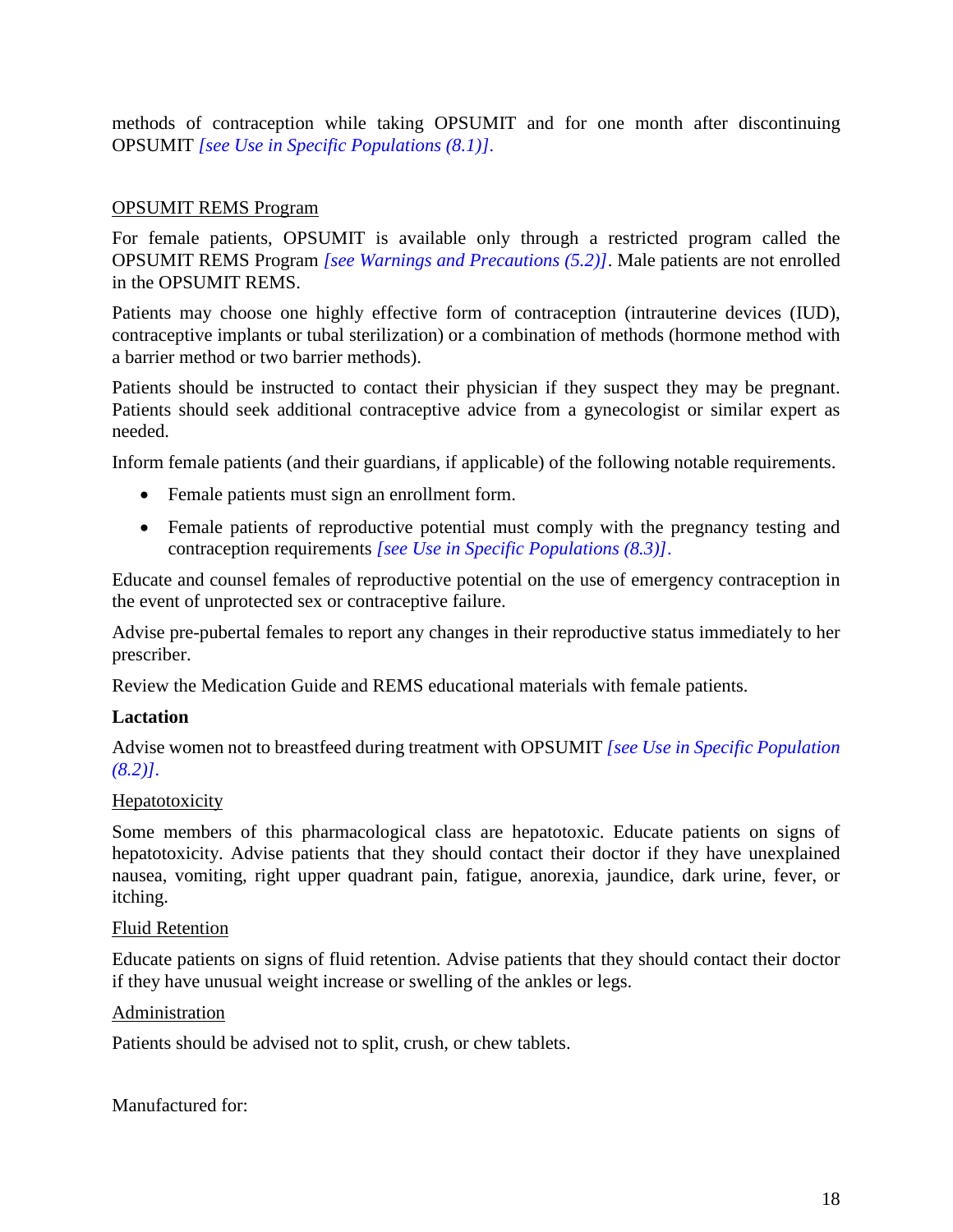methods of contraception while taking OPSUMIT and for one month after discontinuing OPSUMIT *[see Use in Specific Populations (8.1)]*.

OPSUMIT REMS Program

For female patients, OPSUMIT is available only through a restricted program called the OPSUMIT REMS Program *[see Warnings and Precautions (5.2)]*. Male patients are not enrolled in the OPSUMIT REMS.

Patients may choose one highly effective form of contraception (intrauterine devices (IUD), contraceptive implants or tubal sterilization) or a combination of methods (hormone method with a barrier method or two barrier methods).

Patients should be instructed to contact their physician if they suspect they may be pregnant. Patients should seek additional contraceptive advice from a gynecologist or similar expert as needed.

Inform female patients (and their guardians, if applicable) of the following notable requirements.

- Female patients must sign an enrollment form.
- Female patients of reproductive potential must comply with the pregnancy testing and contraception requirements *[see Use in Specific Populations (8.3)]*.

Educate and counsel females of reproductive potential on the use of emergency contraception in the event of unprotected sex or contraceptive failure.

Advise pre-pubertal females to report any changes in their reproductive status immediately to her prescriber.

Review the Medication Guide and REMS educational materials with female patients.

**Lactation**

Advise women not to breastfeed during treatment with OPSUMIT *[see Use in Specific Population (8.2)]*.

Hepatotoxicity

Some members of this pharmacological class are hepatotoxic. Educate patients on signs of hepatotoxicity. Advise patients that they should contact their doctor if they have unexplained nausea, vomiting, right upper quadrant pain, fatigue, anorexia, jaundice, dark urine, fever, or itching.

Fluid Retention

Educate patients on signs of fluid retention. Advise patients that they should contact their doctor if they have unusual weight increase or swelling of the ankles or legs.

Administration

Patients should be advised not to split, crush, or chew tablets.

Manufactured for: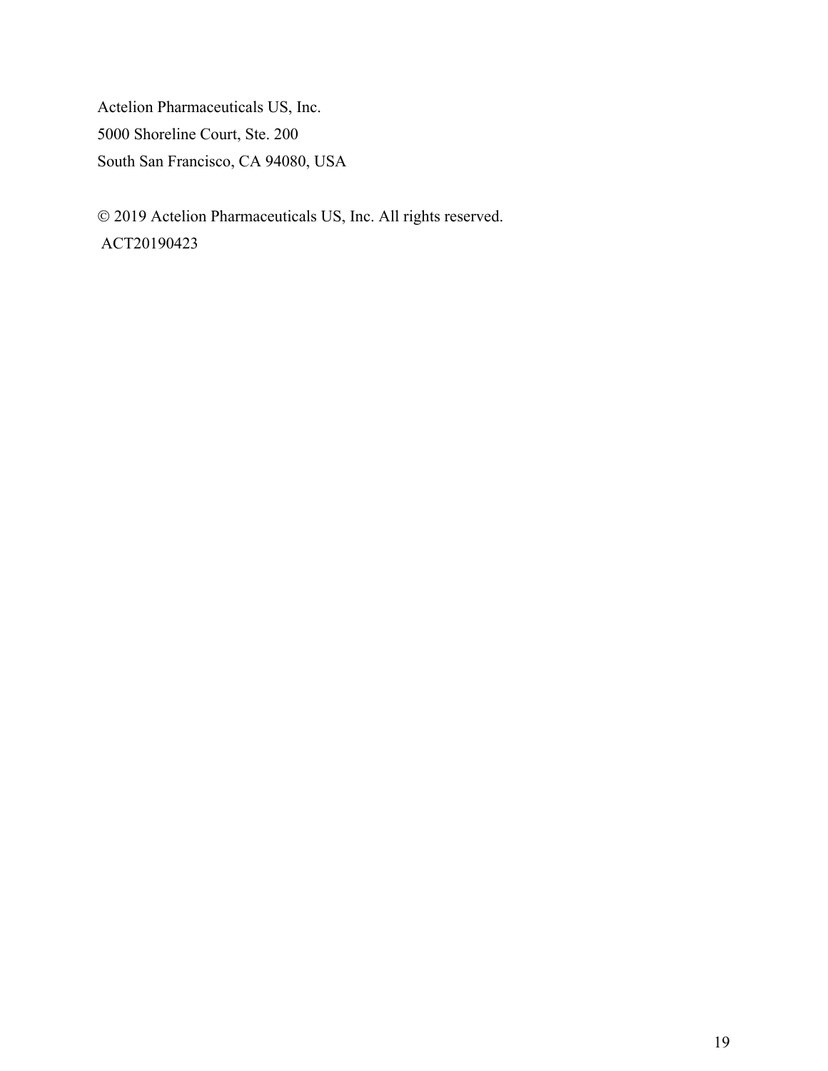Actelion Pharmaceuticals US, Inc.
5000 Shoreline Court, Ste. 200
South San Francisco, CA 94080, USA

© 2019 Actelion Pharmaceuticals US, Inc. All rights reserved.
ACT20190423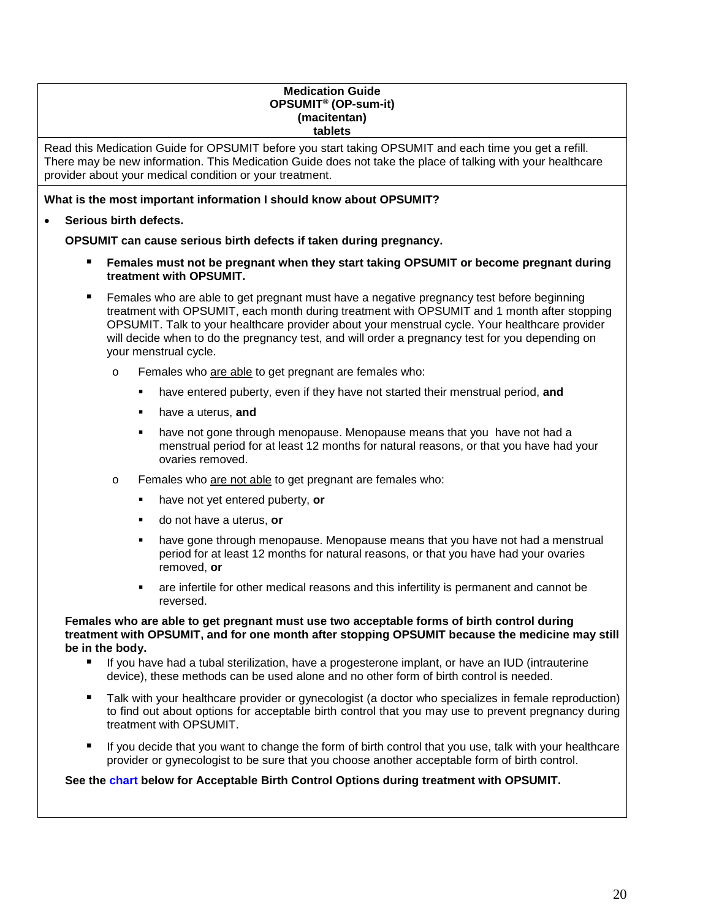**Medication Guide**
**OPSUMIT® (OP-sum-it)**
**(macitentan)**
**tablets**

Read this Medication Guide for OPSUMIT before you start taking OPSUMIT and each time you get a refill. There may be new information. This Medication Guide does not take the place of talking with your healthcare provider about your medical condition or your treatment.

**What is the most important information I should know about OPSUMIT?**

- **Serious birth defects.**

  **OPSUMIT can cause serious birth defects if taken during pregnancy.**

  - **Females must not be pregnant when they start taking OPSUMIT or become pregnant during treatment with OPSUMIT.**
  - Females who are able to get pregnant must have a negative pregnancy test before beginning treatment with OPSUMIT, each month during treatment with OPSUMIT and 1 month after stopping OPSUMIT. Talk to your healthcare provider about your menstrual cycle. Your healthcare provider will decide when to do the pregnancy test, and will order a pregnancy test for you depending on your menstrual cycle.
    - Females who <u>are able</u> to get pregnant are females who:
      - have entered puberty, even if they have not started their menstrual period, **and**
      - have a uterus, **and**
      - have not gone through menopause. Menopause means that you have not had a menstrual period for at least 12 months for natural reasons, or that you have had your ovaries removed.
    - Females who <u>are not able</u> to get pregnant are females who:
      - have not yet entered puberty, **or**
      - do not have a uterus, **or**
      - have gone through menopause. Menopause means that you have not had a menstrual period for at least 12 months for natural reasons, or that you have had your ovaries removed, **or**
      - are infertile for other medical reasons and this infertility is permanent and cannot be reversed.

  **Females who are able to get pregnant must use two acceptable forms of birth control during treatment with OPSUMIT, and for one month after stopping OPSUMIT because the medicine may still be in the body.**

  - If you have had a tubal sterilization, have a progesterone implant, or have an IUD (intrauterine device), these methods can be used alone and no other form of birth control is needed.
  - Talk with your healthcare provider or gynecologist (a doctor who specializes in female reproduction) to find out about options for acceptable birth control that you may use to prevent pregnancy during treatment with OPSUMIT.
  - If you decide that you want to change the form of birth control that you use, talk with your healthcare provider or gynecologist to be sure that you choose another acceptable form of birth control.

  **See the chart below for Acceptable Birth Control Options during treatment with OPSUMIT.**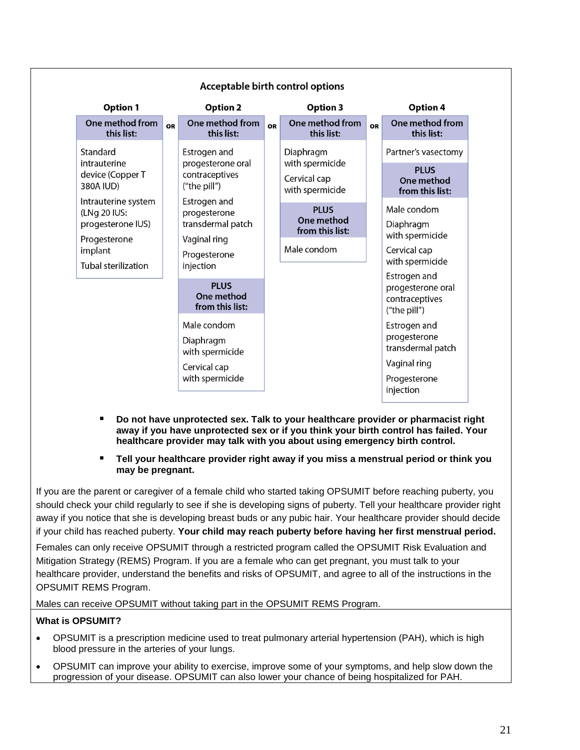**Acceptable birth control options**

| Option 1 | | Option 2 | | Option 3 | | Option 4 |
|---|---|---|---|---|---|---|
| **One method from this list:** | OR | **One method from this list:** | OR | **One method from this list:** | OR | **One method from this list:** |
| Standard intrauterine device (Copper T 380A IUD)<br>Intrauterine system (LNg 20 IUS: progesterone IUS)<br>Progesterone implant<br>Tubal sterilization | | Estrogen and progesterone oral contraceptives ("the pill")<br>Estrogen and progesterone transdermal patch<br>Vaginal ring<br>Progesterone injection | | Diaphragm with spermicide<br>Cervical cap with spermicide | | Partner's vasectomy |
| | | **PLUS One method from this list:** | | **PLUS One method from this list:** | | **PLUS One method from this list:** |
| | | Male condom<br>Diaphragm with spermicide<br>Cervical cap with spermicide | | Male condom | | Male condom<br>Diaphragm with spermicide<br>Cervical cap with spermicide<br>Estrogen and progesterone oral contraceptives ("the pill")<br>Estrogen and progesterone transdermal patch<br>Vaginal ring<br>Progesterone injection |

- **Do not have unprotected sex. Talk to your healthcare provider or pharmacist right away if you have unprotected sex or if you think your birth control has failed. Your healthcare provider may talk with you about using emergency birth control.**
- **Tell your healthcare provider right away if you miss a menstrual period or think you may be pregnant.**

If you are the parent or caregiver of a female child who started taking OPSUMIT before reaching puberty, you should check your child regularly to see if she is developing signs of puberty. Tell your healthcare provider right away if you notice that she is developing breast buds or any pubic hair. Your healthcare provider should decide if your child has reached puberty. **Your child may reach puberty before having her first menstrual period.**

Females can only receive OPSUMIT through a restricted program called the OPSUMIT Risk Evaluation and Mitigation Strategy (REMS) Program. If you are a female who can get pregnant, you must talk to your healthcare provider, understand the benefits and risks of OPSUMIT, and agree to all of the instructions in the OPSUMIT REMS Program.

Males can receive OPSUMIT without taking part in the OPSUMIT REMS Program.

**What is OPSUMIT?**

- OPSUMIT is a prescription medicine used to treat pulmonary arterial hypertension (PAH), which is high blood pressure in the arteries of your lungs.
- OPSUMIT can improve your ability to exercise, improve some of your symptoms, and help slow down the progression of your disease. OPSUMIT can also lower your chance of being hospitalized for PAH.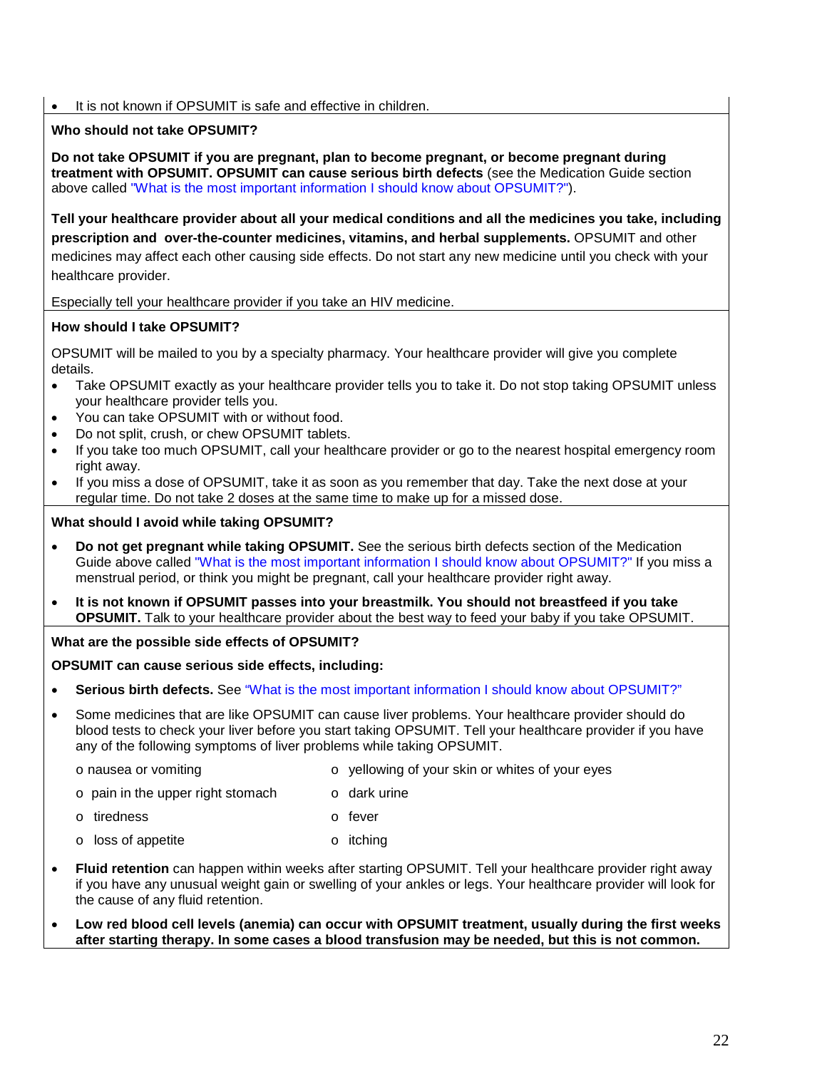- It is not known if OPSUMIT is safe and effective in children.

**Who should not take OPSUMIT?**

**Do not take OPSUMIT if you are pregnant, plan to become pregnant, or become pregnant during treatment with OPSUMIT. OPSUMIT can cause serious birth defects** (see the Medication Guide section above called "What is the most important information I should know about OPSUMIT?").

**Tell your healthcare provider about all your medical conditions and all the medicines you take, including prescription and over-the-counter medicines, vitamins, and herbal supplements.** OPSUMIT and other medicines may affect each other causing side effects. Do not start any new medicine until you check with your healthcare provider.

Especially tell your healthcare provider if you take an HIV medicine.

**How should I take OPSUMIT?**

OPSUMIT will be mailed to you by a specialty pharmacy. Your healthcare provider will give you complete details.

- Take OPSUMIT exactly as your healthcare provider tells you to take it. Do not stop taking OPSUMIT unless your healthcare provider tells you.
- You can take OPSUMIT with or without food.
- Do not split, crush, or chew OPSUMIT tablets.
- If you take too much OPSUMIT, call your healthcare provider or go to the nearest hospital emergency room right away.
- If you miss a dose of OPSUMIT, take it as soon as you remember that day. Take the next dose at your regular time. Do not take 2 doses at the same time to make up for a missed dose.

**What should I avoid while taking OPSUMIT?**

- **Do not get pregnant while taking OPSUMIT.** See the serious birth defects section of the Medication Guide above called "What is the most important information I should know about OPSUMIT?" If you miss a menstrual period, or think you might be pregnant, call your healthcare provider right away.
- **It is not known if OPSUMIT passes into your breastmilk. You should not breastfeed if you take OPSUMIT.** Talk to your healthcare provider about the best way to feed your baby if you take OPSUMIT.

**What are the possible side effects of OPSUMIT?**

**OPSUMIT can cause serious side effects, including:**

- **Serious birth defects.** See "What is the most important information I should know about OPSUMIT?"
- Some medicines that are like OPSUMIT can cause liver problems. Your healthcare provider should do blood tests to check your liver before you start taking OPSUMIT. Tell your healthcare provider if you have any of the following symptoms of liver problems while taking OPSUMIT.
  - nausea or vomiting
  - pain in the upper right stomach
  - tiredness
  - loss of appetite
  - yellowing of your skin or whites of your eyes
  - dark urine
  - fever
  - itching
- **Fluid retention** can happen within weeks after starting OPSUMIT. Tell your healthcare provider right away if you have any unusual weight gain or swelling of your ankles or legs. Your healthcare provider will look for the cause of any fluid retention.
- **Low red blood cell levels (anemia) can occur with OPSUMIT treatment, usually during the first weeks after starting therapy. In some cases a blood transfusion may be needed, but this is not common.**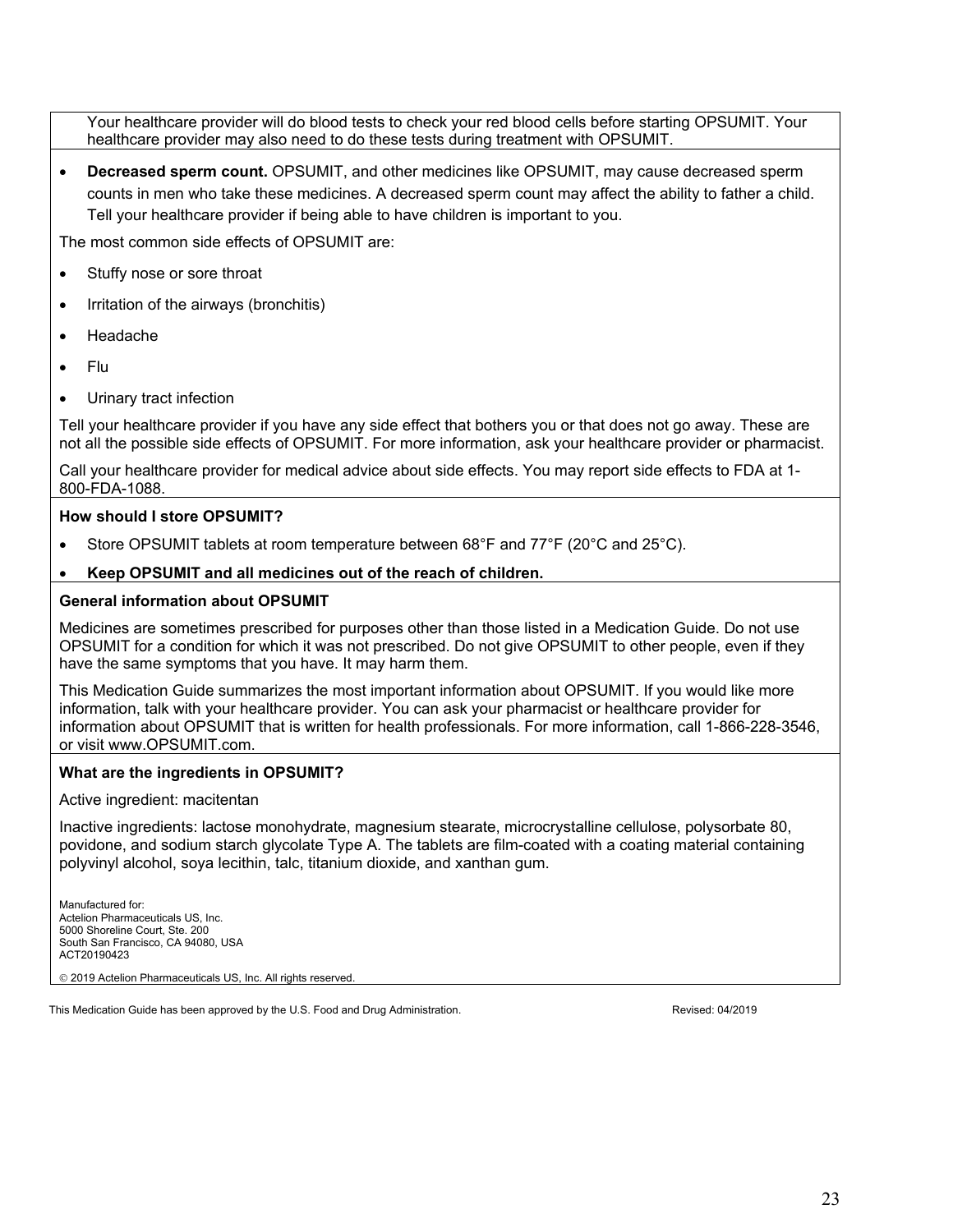Your healthcare provider will do blood tests to check your red blood cells before starting OPSUMIT. Your healthcare provider may also need to do these tests during treatment with OPSUMIT.

- **Decreased sperm count.** OPSUMIT, and other medicines like OPSUMIT, may cause decreased sperm counts in men who take these medicines. A decreased sperm count may affect the ability to father a child. Tell your healthcare provider if being able to have children is important to you.

The most common side effects of OPSUMIT are:

- Stuffy nose or sore throat
- Irritation of the airways (bronchitis)
- Headache
- Flu
- Urinary tract infection

Tell your healthcare provider if you have any side effect that bothers you or that does not go away. These are not all the possible side effects of OPSUMIT. For more information, ask your healthcare provider or pharmacist.

Call your healthcare provider for medical advice about side effects. You may report side effects to FDA at 1-800-FDA-1088.

**How should I store OPSUMIT?**

- Store OPSUMIT tablets at room temperature between 68°F and 77°F (20°C and 25°C).
- **Keep OPSUMIT and all medicines out of the reach of children.**

**General information about OPSUMIT**

Medicines are sometimes prescribed for purposes other than those listed in a Medication Guide. Do not use OPSUMIT for a condition for which it was not prescribed. Do not give OPSUMIT to other people, even if they have the same symptoms that you have. It may harm them.

This Medication Guide summarizes the most important information about OPSUMIT. If you would like more information, talk with your healthcare provider. You can ask your pharmacist or healthcare provider for information about OPSUMIT that is written for health professionals. For more information, call 1-866-228-3546, or visit www.OPSUMIT.com.

**What are the ingredients in OPSUMIT?**

Active ingredient: macitentan

Inactive ingredients: lactose monohydrate, magnesium stearate, microcrystalline cellulose, polysorbate 80, povidone, and sodium starch glycolate Type A. The tablets are film-coated with a coating material containing polyvinyl alcohol, soya lecithin, talc, titanium dioxide, and xanthan gum.

Manufactured for:
Actelion Pharmaceuticals US, Inc.
5000 Shoreline Court, Ste. 200
South San Francisco, CA 94080, USA
ACT20190423

© 2019 Actelion Pharmaceuticals US, Inc. All rights reserved.

This Medication Guide has been approved by the U.S. Food and Drug Administration. Revised: 04/2019